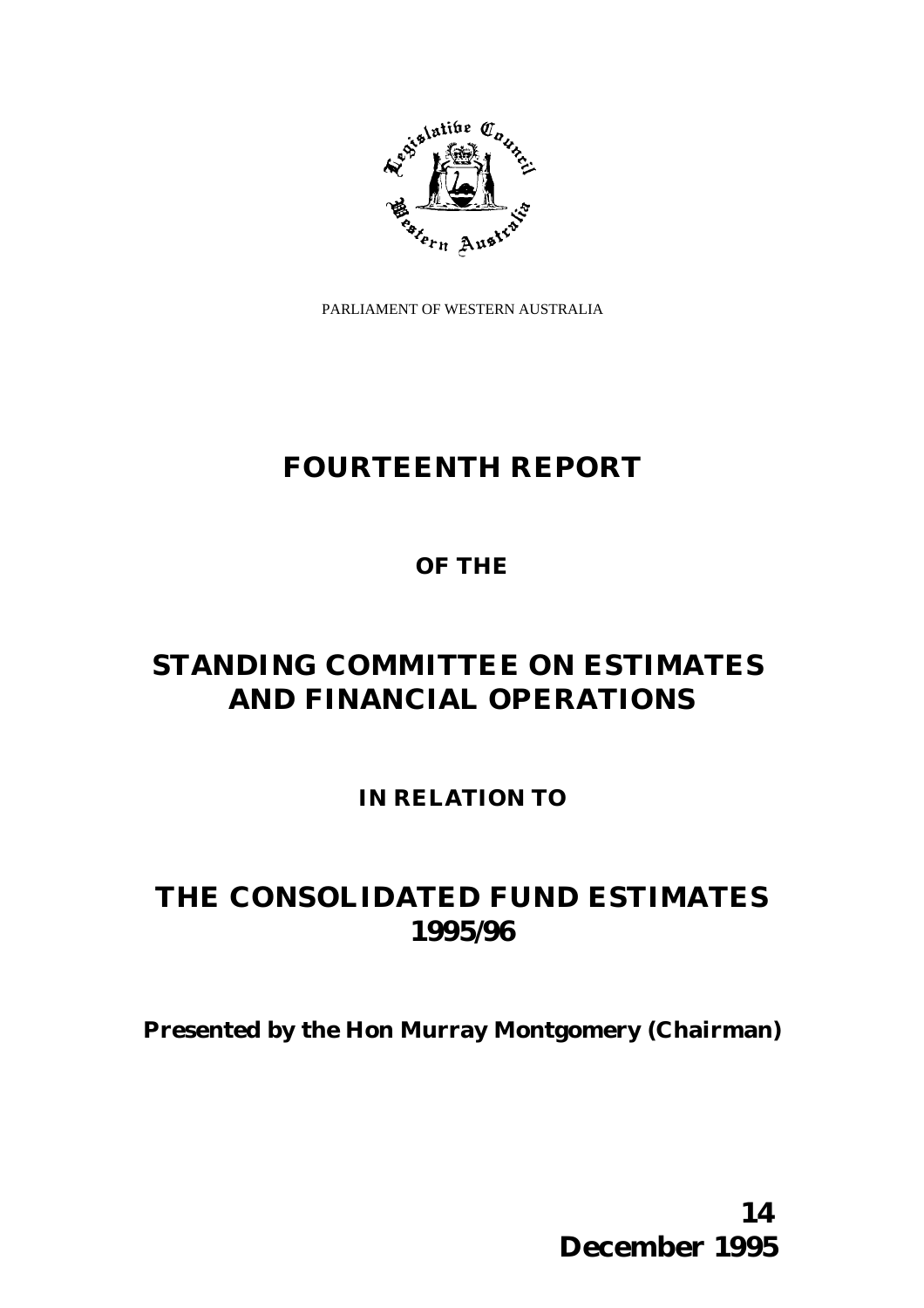PARLIAMENT OF WESTERN AUSTRALIA

# FOURTEENTH REPORT

## OF THE

# STANDING COMMITTEE ON ESTIMATES AND FINANCIAL OPERATIONS

## IN RELATION TO

# THE CONSOLIDATED FUND ESTIMATES 1995/96

**Presented by the Hon Murray Montgomery (Chairman)**

**14 December 1995**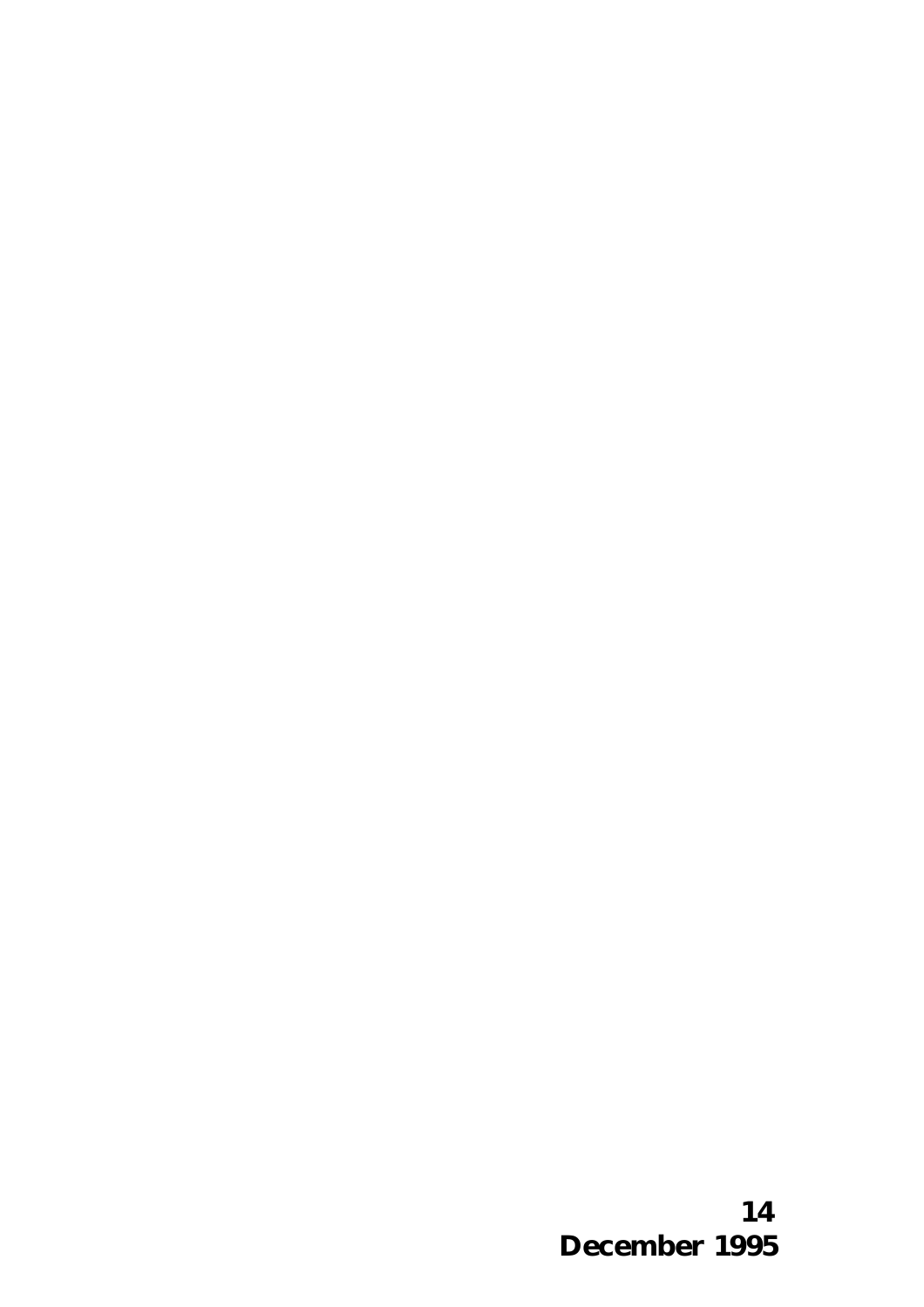**14 December 1995**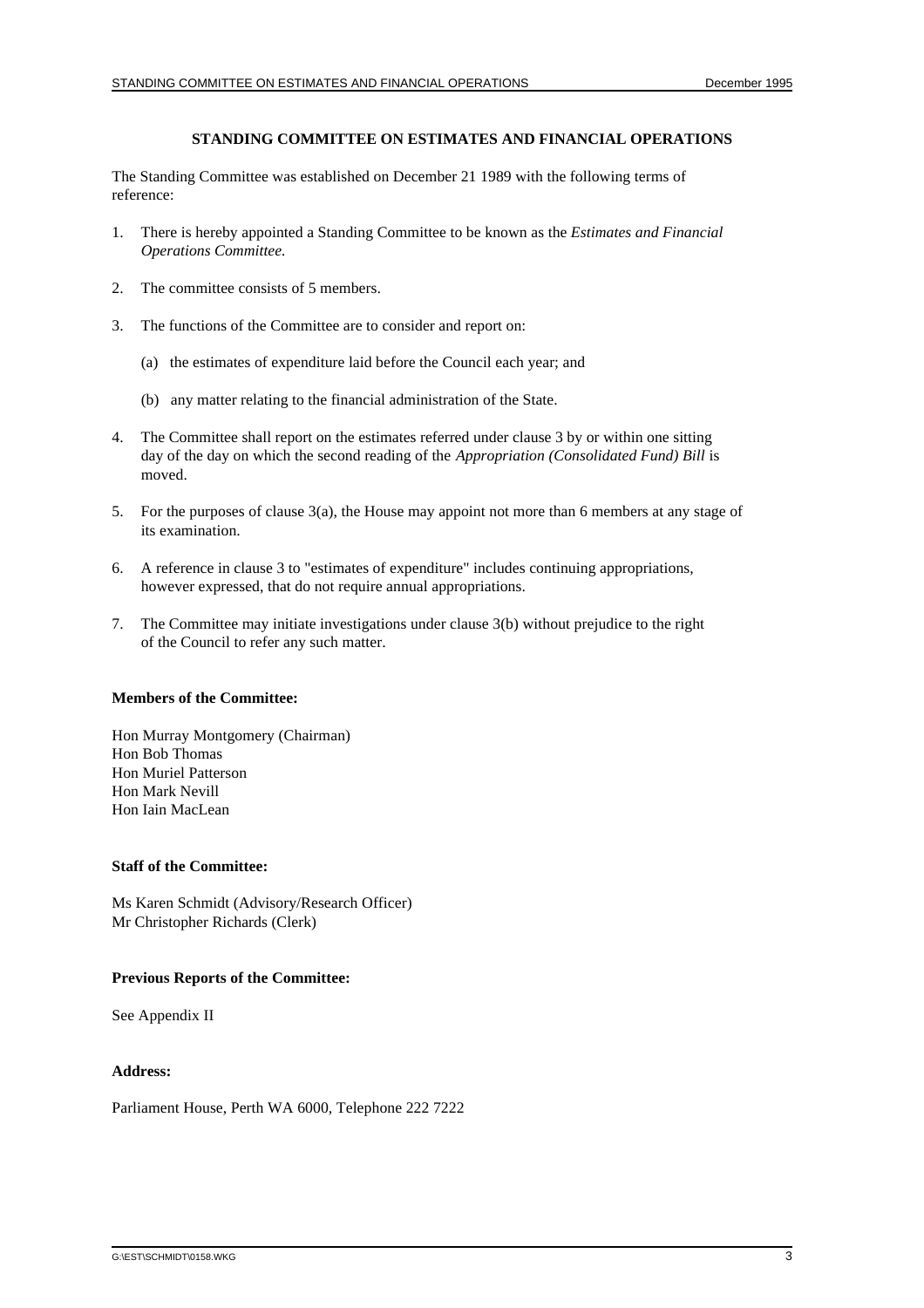# STANDING COMMITTEE ON ESTIMATES AND FINANCIAL OPERATIONS

The Standing Committee was established on December 21 1989 with the following terms of reference:

1. There is hereby appointed a Standing Committee to be known as the *Estimates and Financial Operations Committee.*
2. The committee consists of 5 members.
3. The functions of the Committee are to consider and report on:

   (a) the estimates of expenditure laid before the Council each year; and

   (b) any matter relating to the financial administration of the State.
4. The Committee shall report on the estimates referred under clause 3 by or within one sitting day of the day on which the second reading of the *Appropriation (Consolidated Fund) Bill* is moved.
5. For the purposes of clause 3(a), the House may appoint not more than 6 members at any stage of its examination.
6. A reference in clause 3 to "estimates of expenditure" includes continuing appropriations, however expressed, that do not require annual appropriations.
7. The Committee may initiate investigations under clause 3(b) without prejudice to the right of the Council to refer any such matter.

**Members of the Committee:**

Hon Murray Montgomery (Chairman)
Hon Bob Thomas
Hon Muriel Patterson
Hon Mark Nevill
Hon Iain MacLean

**Staff of the Committee:**

Ms Karen Schmidt (Advisory/Research Officer)
Mr Christopher Richards (Clerk)

**Previous Reports of the Committee:**

See Appendix II

**Address:**

Parliament House, Perth WA 6000, Telephone 222 7222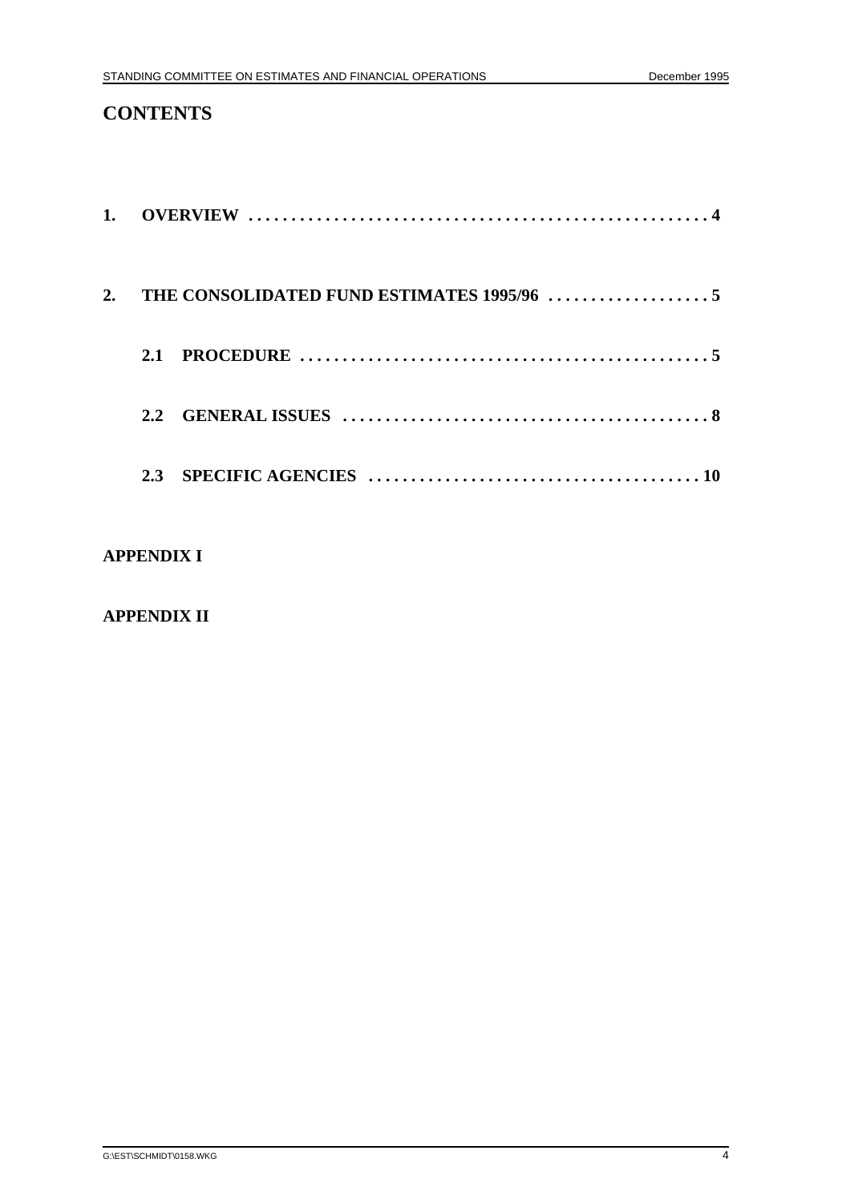# CONTENTS

1. OVERVIEW .......................................................... 4

2. THE CONSOLIDATED FUND ESTIMATES 1995/96 .................. 5

   2.1 PROCEDURE .................................................. 5

   2.2 GENERAL ISSUES ........................................... 8

   2.3 SPECIFIC AGENCIES ....................................... 10

**APPENDIX I**

**APPENDIX II**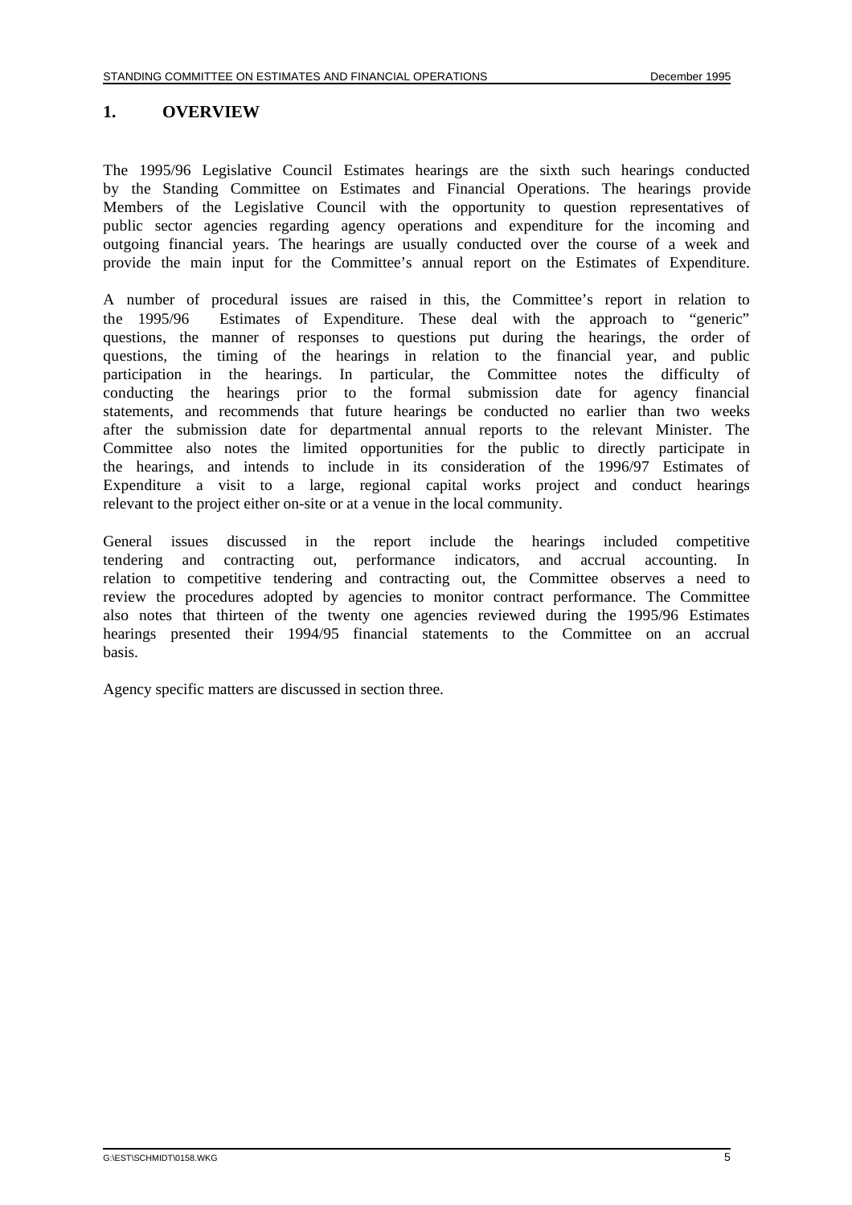# 1. OVERVIEW

The 1995/96 Legislative Council Estimates hearings are the sixth such hearings conducted by the Standing Committee on Estimates and Financial Operations. The hearings provide Members of the Legislative Council with the opportunity to question representatives of public sector agencies regarding agency operations and expenditure for the incoming and outgoing financial years. The hearings are usually conducted over the course of a week and provide the main input for the Committee's annual report on the Estimates of Expenditure.

A number of procedural issues are raised in this, the Committee's report in relation to the 1995/96 Estimates of Expenditure. These deal with the approach to "generic" questions, the manner of responses to questions put during the hearings, the order of questions, the timing of the hearings in relation to the financial year, and public participation in the hearings. In particular, the Committee notes the difficulty of conducting the hearings prior to the formal submission date for agency financial statements, and recommends that future hearings be conducted no earlier than two weeks after the submission date for departmental annual reports to the relevant Minister. The Committee also notes the limited opportunities for the public to directly participate in the hearings, and intends to include in its consideration of the 1996/97 Estimates of Expenditure a visit to a large, regional capital works project and conduct hearings relevant to the project either on-site or at a venue in the local community.

General issues discussed in the report include the hearings included competitive tendering and contracting out, performance indicators, and accrual accounting. In relation to competitive tendering and contracting out, the Committee observes a need to review the procedures adopted by agencies to monitor contract performance. The Committee also notes that thirteen of the twenty one agencies reviewed during the 1995/96 Estimates hearings presented their 1994/95 financial statements to the Committee on an accrual basis.

Agency specific matters are discussed in section three.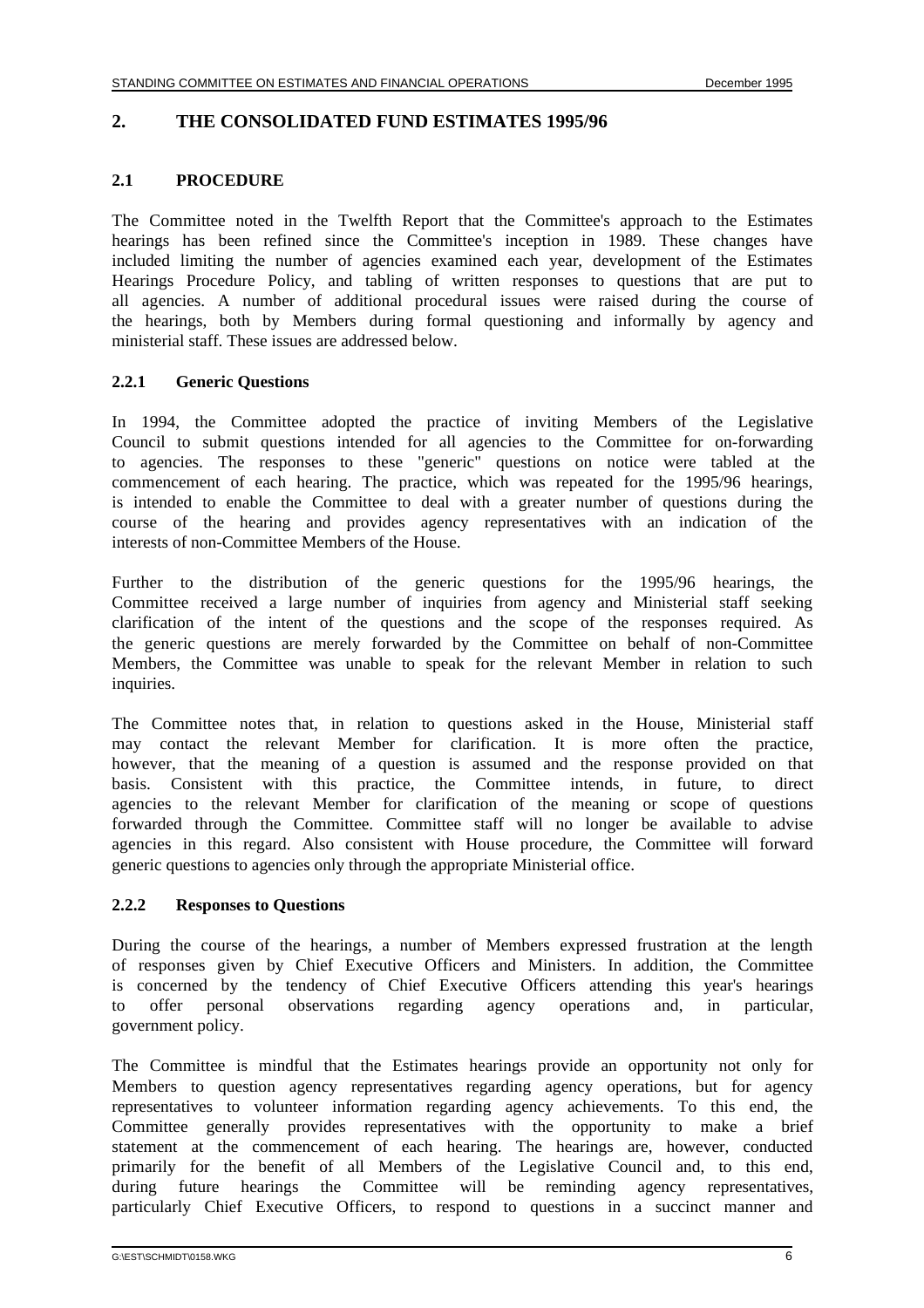## 2. THE CONSOLIDATED FUND ESTIMATES 1995/96

### 2.1 PROCEDURE

The Committee noted in the Twelfth Report that the Committee's approach to the Estimates hearings has been refined since the Committee's inception in 1989. These changes have included limiting the number of agencies examined each year, development of the Estimates Hearings Procedure Policy, and tabling of written responses to questions that are put to all agencies. A number of additional procedural issues were raised during the course of the hearings, both by Members during formal questioning and informally by agency and ministerial staff. These issues are addressed below.

#### 2.2.1 Generic Questions

In 1994, the Committee adopted the practice of inviting Members of the Legislative Council to submit questions intended for all agencies to the Committee for on-forwarding to agencies. The responses to these "generic" questions on notice were tabled at the commencement of each hearing. The practice, which was repeated for the 1995/96 hearings, is intended to enable the Committee to deal with a greater number of questions during the course of the hearing and provides agency representatives with an indication of the interests of non-Committee Members of the House.

Further to the distribution of the generic questions for the 1995/96 hearings, the Committee received a large number of inquiries from agency and Ministerial staff seeking clarification of the intent of the questions and the scope of the responses required. As the generic questions are merely forwarded by the Committee on behalf of non-Committee Members, the Committee was unable to speak for the relevant Member in relation to such inquiries.

The Committee notes that, in relation to questions asked in the House, Ministerial staff may contact the relevant Member for clarification. It is more often the practice, however, that the meaning of a question is assumed and the response provided on that basis. Consistent with this practice, the Committee intends, in future, to direct agencies to the relevant Member for clarification of the meaning or scope of questions forwarded through the Committee. Committee staff will no longer be available to advise agencies in this regard. Also consistent with House procedure, the Committee will forward generic questions to agencies only through the appropriate Ministerial office.

#### 2.2.2 Responses to Questions

During the course of the hearings, a number of Members expressed frustration at the length of responses given by Chief Executive Officers and Ministers. In addition, the Committee is concerned by the tendency of Chief Executive Officers attending this year's hearings to offer personal observations regarding agency operations and, in particular, government policy.

The Committee is mindful that the Estimates hearings provide an opportunity not only for Members to question agency representatives regarding agency operations, but for agency representatives to volunteer information regarding agency achievements. To this end, the Committee generally provides representatives with the opportunity to make a brief statement at the commencement of each hearing. The hearings are, however, conducted primarily for the benefit of all Members of the Legislative Council and, to this end, during future hearings the Committee will be reminding agency representatives, particularly Chief Executive Officers, to respond to questions in a succinct manner and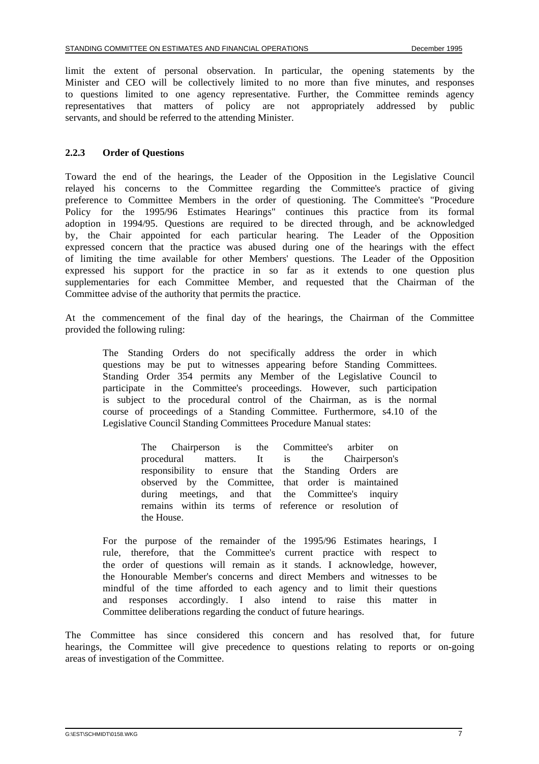limit the extent of personal observation. In particular, the opening statements by the Minister and CEO will be collectively limited to no more than five minutes, and responses to questions limited to one agency representative. Further, the Committee reminds agency representatives that matters of policy are not appropriately addressed by public servants, and should be referred to the attending Minister.

### 2.2.3 Order of Questions

Toward the end of the hearings, the Leader of the Opposition in the Legislative Council relayed his concerns to the Committee regarding the Committee's practice of giving preference to Committee Members in the order of questioning. The Committee's "Procedure Policy for the 1995/96 Estimates Hearings" continues this practice from its formal adoption in 1994/95. Questions are required to be directed through, and be acknowledged by, the Chair appointed for each particular hearing. The Leader of the Opposition expressed concern that the practice was abused during one of the hearings with the effect of limiting the time available for other Members' questions. The Leader of the Opposition expressed his support for the practice in so far as it extends to one question plus supplementaries for each Committee Member, and requested that the Chairman of the Committee advise of the authority that permits the practice.

At the commencement of the final day of the hearings, the Chairman of the Committee provided the following ruling:

> The Standing Orders do not specifically address the order in which questions may be put to witnesses appearing before Standing Committees. Standing Order 354 permits any Member of the Legislative Council to participate in the Committee's proceedings. However, such participation is subject to the procedural control of the Chairman, as is the normal course of proceedings of a Standing Committee. Furthermore, s4.10 of the Legislative Council Standing Committees Procedure Manual states:
>
> > The Chairperson is the Committee's arbiter on procedural matters. It is the Chairperson's responsibility to ensure that the Standing Orders are observed by the Committee, that order is maintained during meetings, and that the Committee's inquiry remains within its terms of reference or resolution of the House.
>
> For the purpose of the remainder of the 1995/96 Estimates hearings, I rule, therefore, that the Committee's current practice with respect to the order of questions will remain as it stands. I acknowledge, however, the Honourable Member's concerns and direct Members and witnesses to be mindful of the time afforded to each agency and to limit their questions and responses accordingly. I also intend to raise this matter in Committee deliberations regarding the conduct of future hearings.

The Committee has since considered this concern and has resolved that, for future hearings, the Committee will give precedence to questions relating to reports or on-going areas of investigation of the Committee.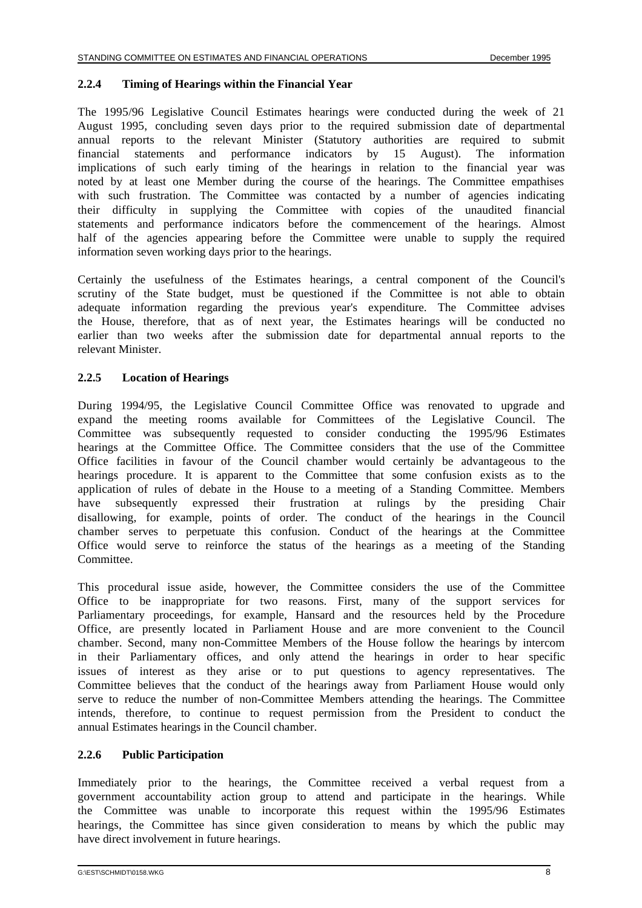### 2.2.4 Timing of Hearings within the Financial Year

The 1995/96 Legislative Council Estimates hearings were conducted during the week of 21 August 1995, concluding seven days prior to the required submission date of departmental annual reports to the relevant Minister (Statutory authorities are required to submit financial statements and performance indicators by 15 August). The information implications of such early timing of the hearings in relation to the financial year was noted by at least one Member during the course of the hearings. The Committee empathises with such frustration. The Committee was contacted by a number of agencies indicating their difficulty in supplying the Committee with copies of the unaudited financial statements and performance indicators before the commencement of the hearings. Almost half of the agencies appearing before the Committee were unable to supply the required information seven working days prior to the hearings.

Certainly the usefulness of the Estimates hearings, a central component of the Council's scrutiny of the State budget, must be questioned if the Committee is not able to obtain adequate information regarding the previous year's expenditure. The Committee advises the House, therefore, that as of next year, the Estimates hearings will be conducted no earlier than two weeks after the submission date for departmental annual reports to the relevant Minister.

### 2.2.5 Location of Hearings

During 1994/95, the Legislative Council Committee Office was renovated to upgrade and expand the meeting rooms available for Committees of the Legislative Council. The Committee was subsequently requested to consider conducting the 1995/96 Estimates hearings at the Committee Office. The Committee considers that the use of the Committee Office facilities in favour of the Council chamber would certainly be advantageous to the hearings procedure. It is apparent to the Committee that some confusion exists as to the application of rules of debate in the House to a meeting of a Standing Committee. Members have subsequently expressed their frustration at rulings by the presiding Chair disallowing, for example, points of order. The conduct of the hearings in the Council chamber serves to perpetuate this confusion. Conduct of the hearings at the Committee Office would serve to reinforce the status of the hearings as a meeting of the Standing Committee.

This procedural issue aside, however, the Committee considers the use of the Committee Office to be inappropriate for two reasons. First, many of the support services for Parliamentary proceedings, for example, Hansard and the resources held by the Procedure Office, are presently located in Parliament House and are more convenient to the Council chamber. Second, many non-Committee Members of the House follow the hearings by intercom in their Parliamentary offices, and only attend the hearings in order to hear specific issues of interest as they arise or to put questions to agency representatives. The Committee believes that the conduct of the hearings away from Parliament House would only serve to reduce the number of non-Committee Members attending the hearings. The Committee intends, therefore, to continue to request permission from the President to conduct the annual Estimates hearings in the Council chamber.

### 2.2.6 Public Participation

Immediately prior to the hearings, the Committee received a verbal request from a government accountability action group to attend and participate in the hearings. While the Committee was unable to incorporate this request within the 1995/96 Estimates hearings, the Committee has since given consideration to means by which the public may have direct involvement in future hearings.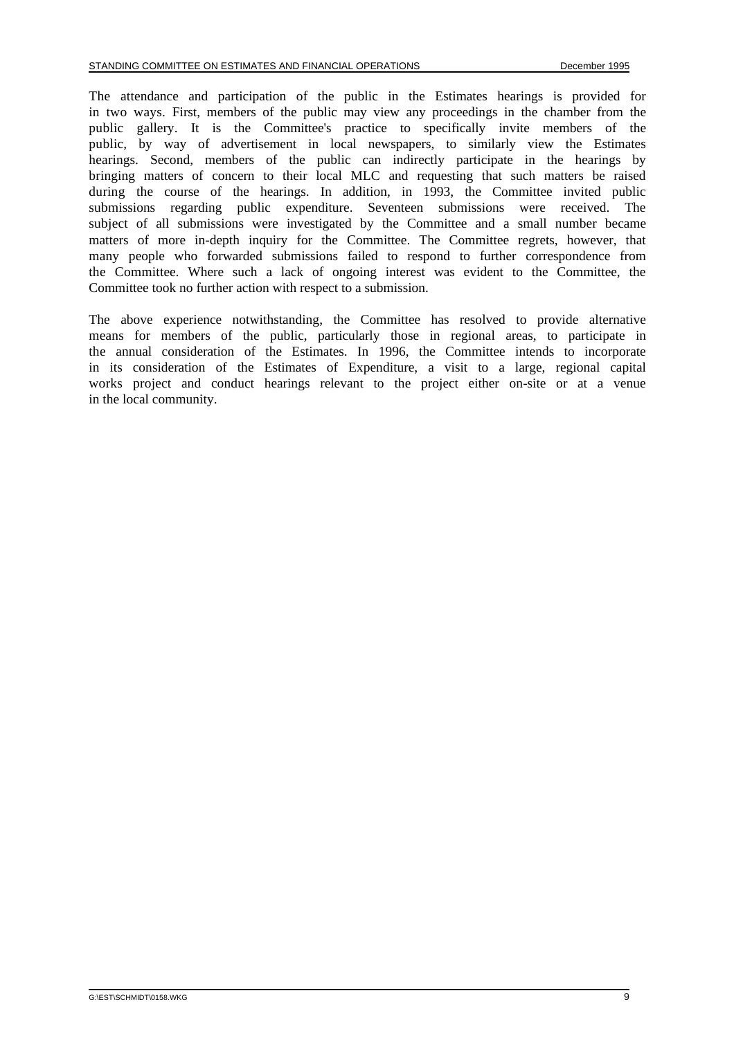The attendance and participation of the public in the Estimates hearings is provided for in two ways. First, members of the public may view any proceedings in the chamber from the public gallery. It is the Committee's practice to specifically invite members of the public, by way of advertisement in local newspapers, to similarly view the Estimates hearings. Second, members of the public can indirectly participate in the hearings by bringing matters of concern to their local MLC and requesting that such matters be raised during the course of the hearings. In addition, in 1993, the Committee invited public submissions regarding public expenditure. Seventeen submissions were received. The subject of all submissions were investigated by the Committee and a small number became matters of more in-depth inquiry for the Committee. The Committee regrets, however, that many people who forwarded submissions failed to respond to further correspondence from the Committee. Where such a lack of ongoing interest was evident to the Committee, the Committee took no further action with respect to a submission.

The above experience notwithstanding, the Committee has resolved to provide alternative means for members of the public, particularly those in regional areas, to participate in the annual consideration of the Estimates. In 1996, the Committee intends to incorporate in its consideration of the Estimates of Expenditure, a visit to a large, regional capital works project and conduct hearings relevant to the project either on-site or at a venue in the local community.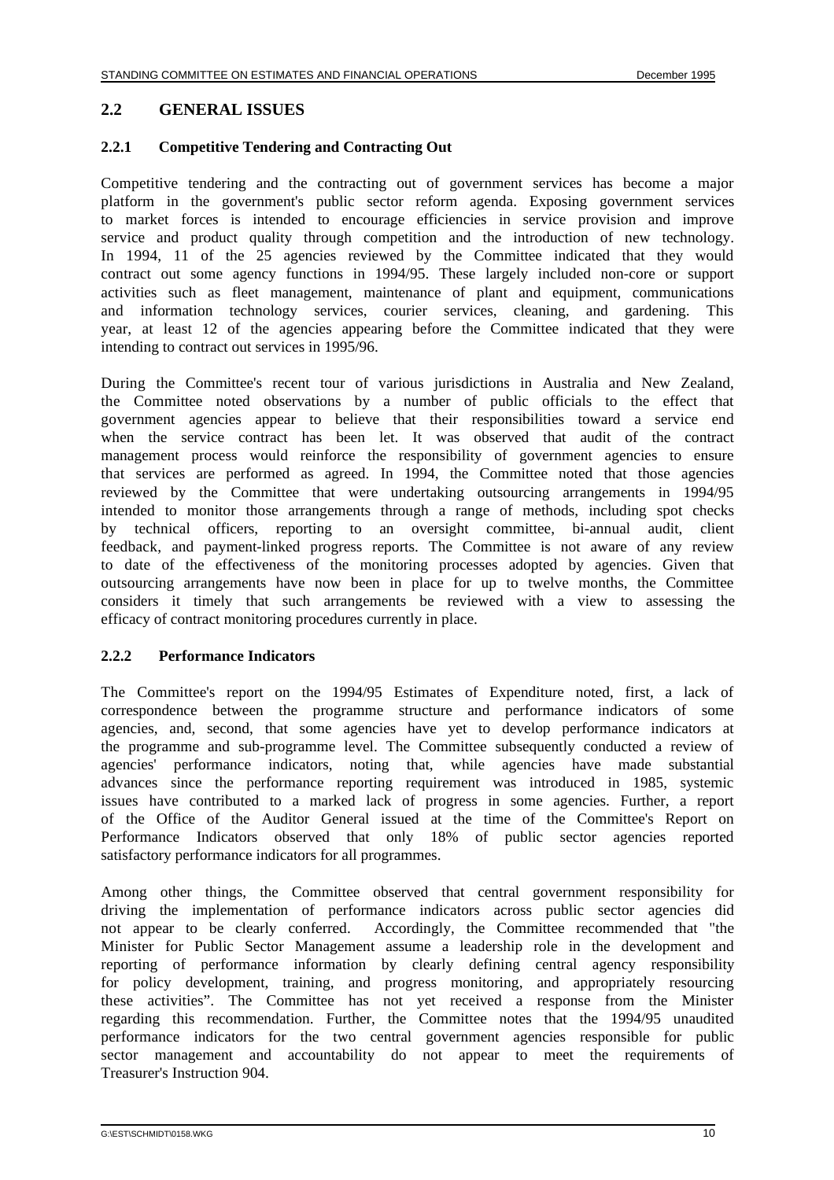## 2.2 GENERAL ISSUES

### 2.2.1 Competitive Tendering and Contracting Out

Competitive tendering and the contracting out of government services has become a major platform in the government's public sector reform agenda. Exposing government services to market forces is intended to encourage efficiencies in service provision and improve service and product quality through competition and the introduction of new technology. In 1994, 11 of the 25 agencies reviewed by the Committee indicated that they would contract out some agency functions in 1994/95. These largely included non-core or support activities such as fleet management, maintenance of plant and equipment, communications and information technology services, courier services, cleaning, and gardening. This year, at least 12 of the agencies appearing before the Committee indicated that they were intending to contract out services in 1995/96.

During the Committee's recent tour of various jurisdictions in Australia and New Zealand, the Committee noted observations by a number of public officials to the effect that government agencies appear to believe that their responsibilities toward a service end when the service contract has been let. It was observed that audit of the contract management process would reinforce the responsibility of government agencies to ensure that services are performed as agreed. In 1994, the Committee noted that those agencies reviewed by the Committee that were undertaking outsourcing arrangements in 1994/95 intended to monitor those arrangements through a range of methods, including spot checks by technical officers, reporting to an oversight committee, bi-annual audit, client feedback, and payment-linked progress reports. The Committee is not aware of any review to date of the effectiveness of the monitoring processes adopted by agencies. Given that outsourcing arrangements have now been in place for up to twelve months, the Committee considers it timely that such arrangements be reviewed with a view to assessing the efficacy of contract monitoring procedures currently in place.

### 2.2.2 Performance Indicators

The Committee's report on the 1994/95 Estimates of Expenditure noted, first, a lack of correspondence between the programme structure and performance indicators of some agencies, and, second, that some agencies have yet to develop performance indicators at the programme and sub-programme level. The Committee subsequently conducted a review of agencies' performance indicators, noting that, while agencies have made substantial advances since the performance reporting requirement was introduced in 1985, systemic issues have contributed to a marked lack of progress in some agencies. Further, a report of the Office of the Auditor General issued at the time of the Committee's Report on Performance Indicators observed that only 18% of public sector agencies reported satisfactory performance indicators for all programmes.

Among other things, the Committee observed that central government responsibility for driving the implementation of performance indicators across public sector agencies did not appear to be clearly conferred. Accordingly, the Committee recommended that "the Minister for Public Sector Management assume a leadership role in the development and reporting of performance information by clearly defining central agency responsibility for policy development, training, and progress monitoring, and appropriately resourcing these activities". The Committee has not yet received a response from the Minister regarding this recommendation. Further, the Committee notes that the 1994/95 unaudited performance indicators for the two central government agencies responsible for public sector management and accountability do not appear to meet the requirements of Treasurer's Instruction 904.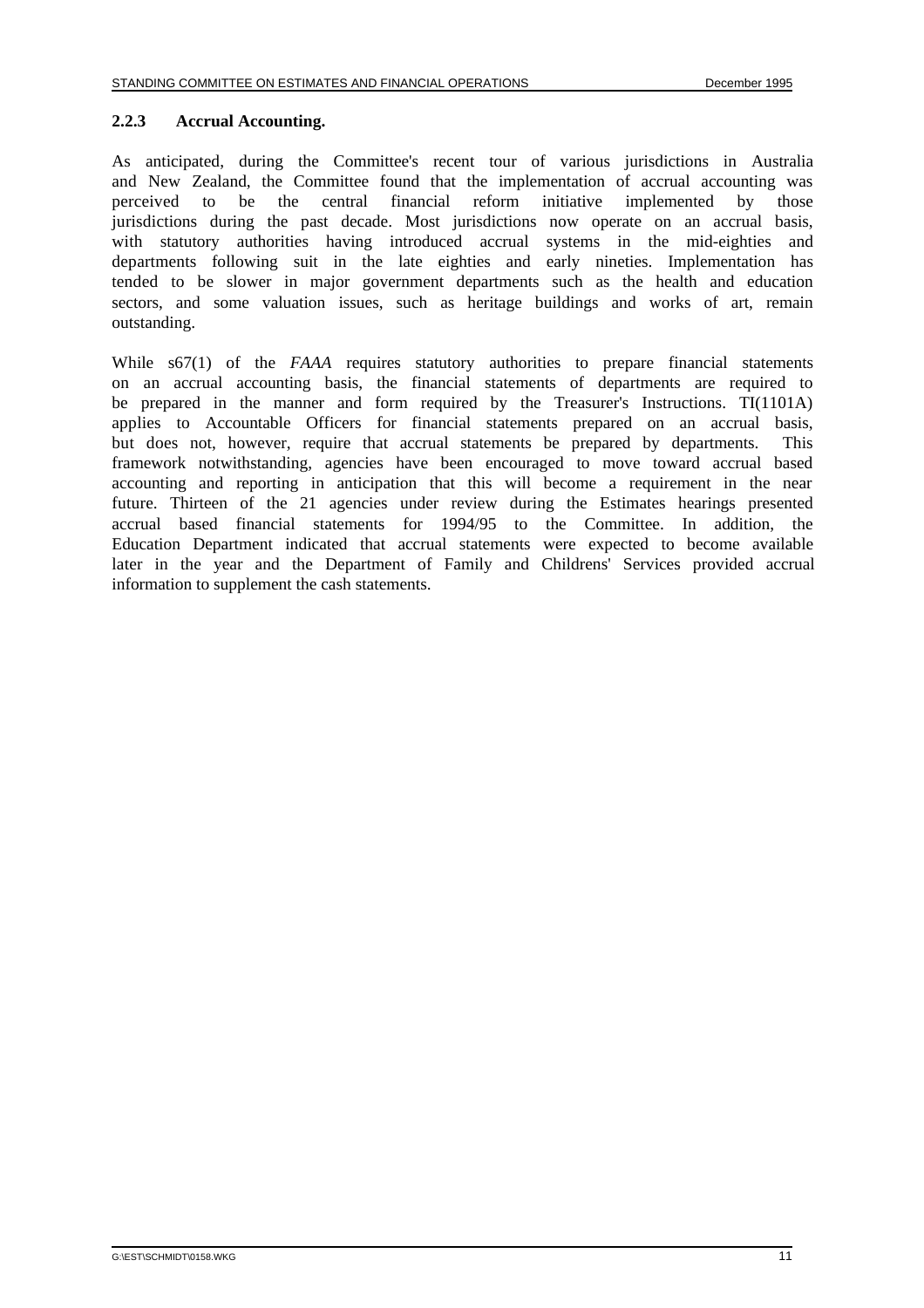### 2.2.3 Accrual Accounting.

As anticipated, during the Committee's recent tour of various jurisdictions in Australia and New Zealand, the Committee found that the implementation of accrual accounting was perceived to be the central financial reform initiative implemented by those jurisdictions during the past decade. Most jurisdictions now operate on an accrual basis, with statutory authorities having introduced accrual systems in the mid-eighties and departments following suit in the late eighties and early nineties. Implementation has tended to be slower in major government departments such as the health and education sectors, and some valuation issues, such as heritage buildings and works of art, remain outstanding.

While s67(1) of the *FAAA* requires statutory authorities to prepare financial statements on an accrual accounting basis, the financial statements of departments are required to be prepared in the manner and form required by the Treasurer's Instructions. TI(1101A) applies to Accountable Officers for financial statements prepared on an accrual basis, but does not, however, require that accrual statements be prepared by departments. This framework notwithstanding, agencies have been encouraged to move toward accrual based accounting and reporting in anticipation that this will become a requirement in the near future. Thirteen of the 21 agencies under review during the Estimates hearings presented accrual based financial statements for 1994/95 to the Committee. In addition, the Education Department indicated that accrual statements were expected to become available later in the year and the Department of Family and Childrens' Services provided accrual information to supplement the cash statements.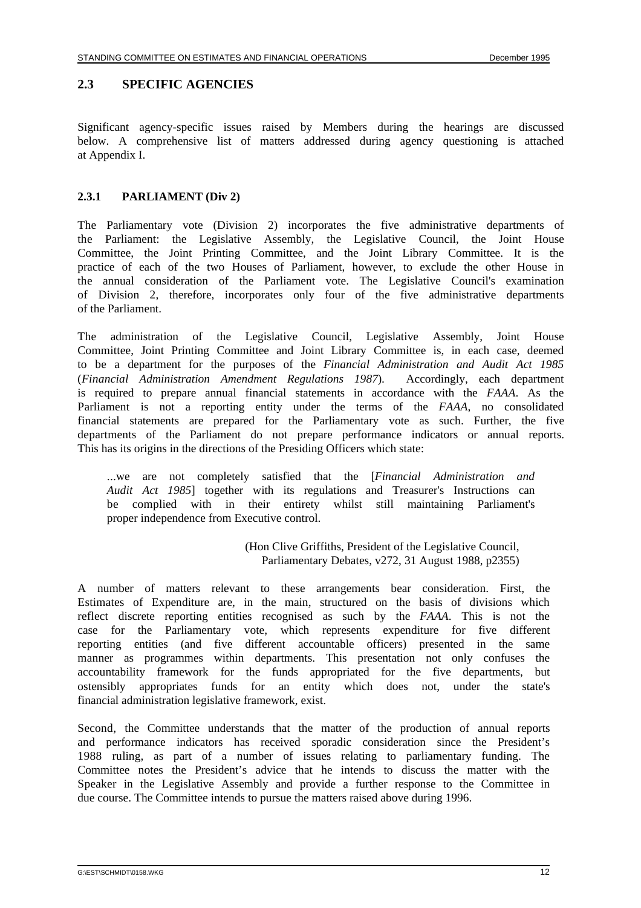## 2.3 SPECIFIC AGENCIES

Significant agency-specific issues raised by Members during the hearings are discussed below. A comprehensive list of matters addressed during agency questioning is attached at Appendix I.

### 2.3.1 PARLIAMENT (Div 2)

The Parliamentary vote (Division 2) incorporates the five administrative departments of the Parliament: the Legislative Assembly, the Legislative Council, the Joint House Committee, the Joint Printing Committee, and the Joint Library Committee. It is the practice of each of the two Houses of Parliament, however, to exclude the other House in the annual consideration of the Parliament vote. The Legislative Council's examination of Division 2, therefore, incorporates only four of the five administrative departments of the Parliament.

The administration of the Legislative Council, Legislative Assembly, Joint House Committee, Joint Printing Committee and Joint Library Committee is, in each case, deemed to be a department for the purposes of the *Financial Administration and Audit Act 1985* (*Financial Administration Amendment Regulations 1987*). Accordingly, each department is required to prepare annual financial statements in accordance with the *FAAA*. As the Parliament is not a reporting entity under the terms of the *FAAA*, no consolidated financial statements are prepared for the Parliamentary vote as such. Further, the five departments of the Parliament do not prepare performance indicators or annual reports. This has its origins in the directions of the Presiding Officers which state:

> ...we are not completely satisfied that the [*Financial Administration and Audit Act 1985*] together with its regulations and Treasurer's Instructions can be complied with in their entirety whilst still maintaining Parliament's proper independence from Executive control.
>
> (Hon Clive Griffiths, President of the Legislative Council, Parliamentary Debates, v272, 31 August 1988, p2355)

A number of matters relevant to these arrangements bear consideration. First, the Estimates of Expenditure are, in the main, structured on the basis of divisions which reflect discrete reporting entities recognised as such by the *FAAA*. This is not the case for the Parliamentary vote, which represents expenditure for five different reporting entities (and five different accountable officers) presented in the same manner as programmes within departments. This presentation not only confuses the accountability framework for the funds appropriated for the five departments, but ostensibly appropriates funds for an entity which does not, under the state's financial administration legislative framework, exist.

Second, the Committee understands that the matter of the production of annual reports and performance indicators has received sporadic consideration since the President's 1988 ruling, as part of a number of issues relating to parliamentary funding. The Committee notes the President's advice that he intends to discuss the matter with the Speaker in the Legislative Assembly and provide a further response to the Committee in due course. The Committee intends to pursue the matters raised above during 1996.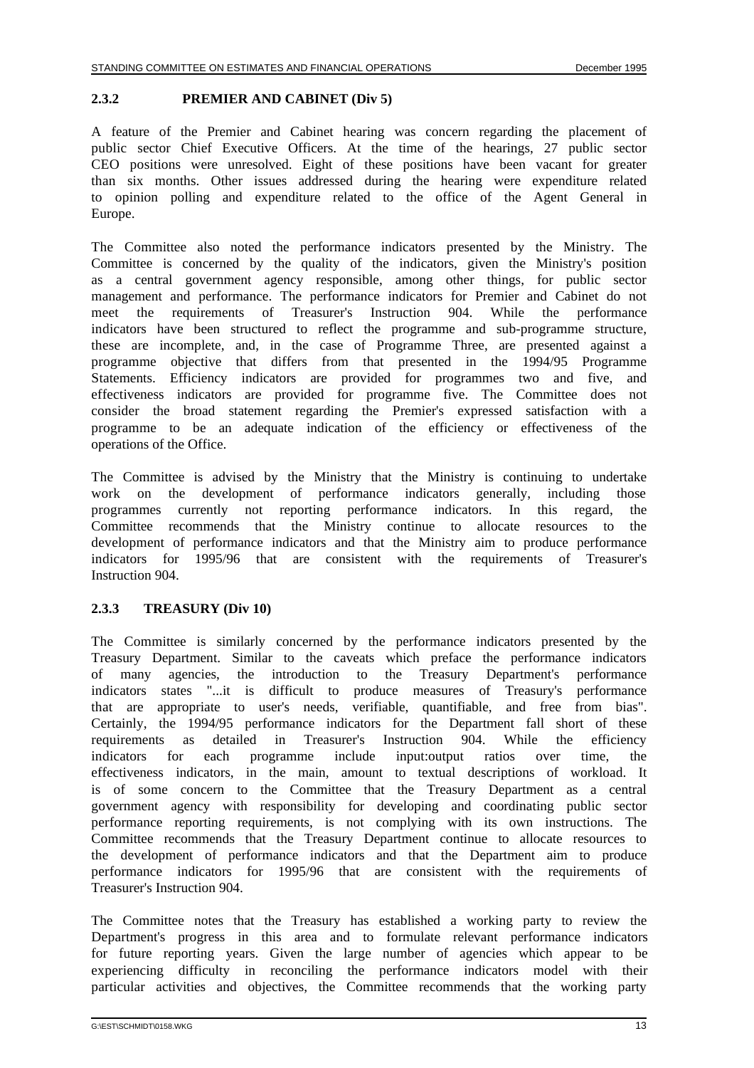### 2.3.2 PREMIER AND CABINET (Div 5)

A feature of the Premier and Cabinet hearing was concern regarding the placement of public sector Chief Executive Officers. At the time of the hearings, 27 public sector CEO positions were unresolved. Eight of these positions have been vacant for greater than six months. Other issues addressed during the hearing were expenditure related to opinion polling and expenditure related to the office of the Agent General in Europe.

The Committee also noted the performance indicators presented by the Ministry. The Committee is concerned by the quality of the indicators, given the Ministry's position as a central government agency responsible, among other things, for public sector management and performance. The performance indicators for Premier and Cabinet do not meet the requirements of Treasurer's Instruction 904. While the performance indicators have been structured to reflect the programme and sub-programme structure, these are incomplete, and, in the case of Programme Three, are presented against a programme objective that differs from that presented in the 1994/95 Programme Statements. Efficiency indicators are provided for programmes two and five, and effectiveness indicators are provided for programme five. The Committee does not consider the broad statement regarding the Premier's expressed satisfaction with a programme to be an adequate indication of the efficiency or effectiveness of the operations of the Office.

The Committee is advised by the Ministry that the Ministry is continuing to undertake work on the development of performance indicators generally, including those programmes currently not reporting performance indicators. In this regard, the Committee recommends that the Ministry continue to allocate resources to the development of performance indicators and that the Ministry aim to produce performance indicators for 1995/96 that are consistent with the requirements of Treasurer's Instruction 904.

### 2.3.3 TREASURY (Div 10)

The Committee is similarly concerned by the performance indicators presented by the Treasury Department. Similar to the caveats which preface the performance indicators of many agencies, the introduction to the Treasury Department's performance indicators states "...it is difficult to produce measures of Treasury's performance that are appropriate to user's needs, verifiable, quantifiable, and free from bias". Certainly, the 1994/95 performance indicators for the Department fall short of these requirements as detailed in Treasurer's Instruction 904. While the efficiency indicators for each programme include input:output ratios over time, the effectiveness indicators, in the main, amount to textual descriptions of workload. It is of some concern to the Committee that the Treasury Department as a central government agency with responsibility for developing and coordinating public sector performance reporting requirements, is not complying with its own instructions. The Committee recommends that the Treasury Department continue to allocate resources to the development of performance indicators and that the Department aim to produce performance indicators for 1995/96 that are consistent with the requirements of Treasurer's Instruction 904.

The Committee notes that the Treasury has established a working party to review the Department's progress in this area and to formulate relevant performance indicators for future reporting years. Given the large number of agencies which appear to be experiencing difficulty in reconciling the performance indicators model with their particular activities and objectives, the Committee recommends that the working party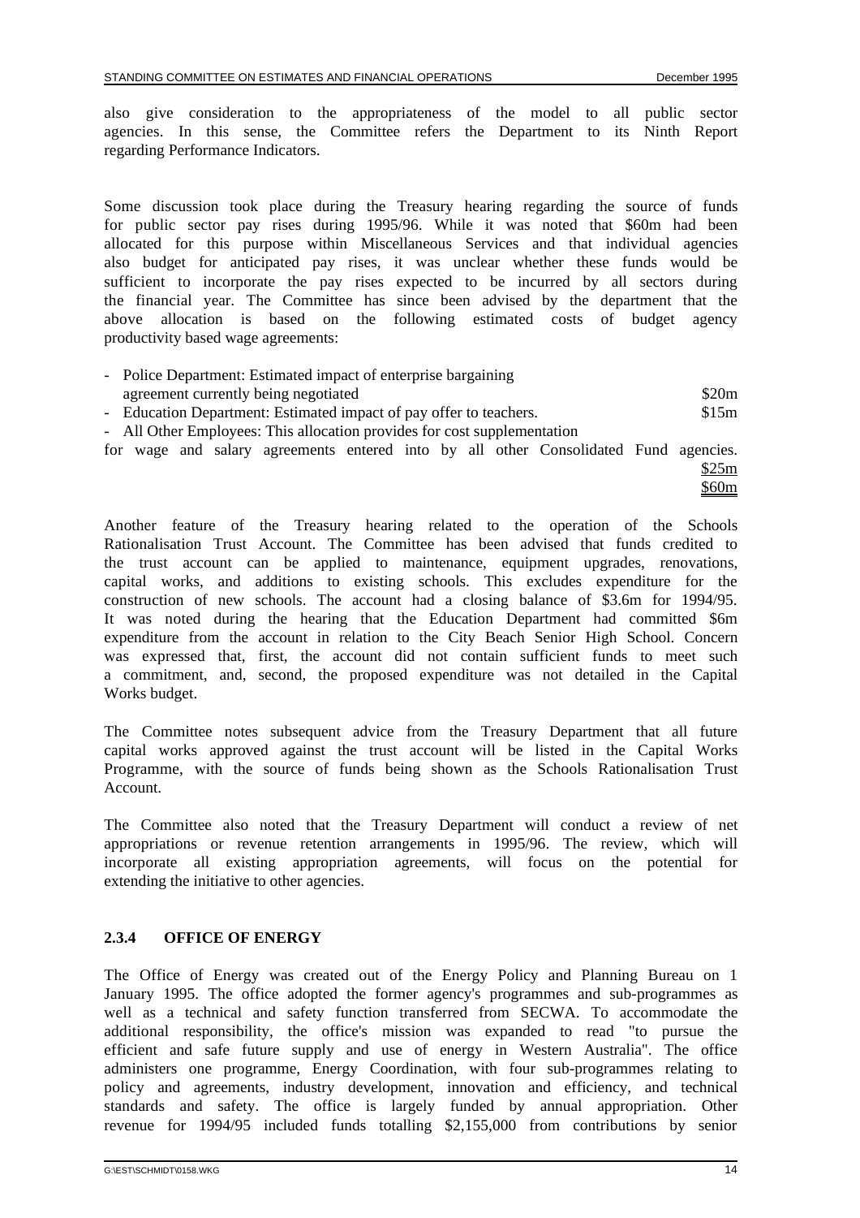also give consideration to the appropriateness of the model to all public sector agencies. In this sense, the Committee refers the Department to its Ninth Report regarding Performance Indicators.

Some discussion took place during the Treasury hearing regarding the source of funds for public sector pay rises during 1995/96. While it was noted that $60m had been allocated for this purpose within Miscellaneous Services and that individual agencies also budget for anticipated pay rises, it was unclear whether these funds would be sufficient to incorporate the pay rises expected to be incurred by all sectors during the financial year. The Committee has since been advised by the department that the above allocation is based on the following estimated costs of budget agency productivity based wage agreements:

| | |
|---|---|
| - Police Department: Estimated impact of enterprise bargaining agreement currently being negotiated | $20m |
| - Education Department: Estimated impact of pay offer to teachers. | $15m |
| - All Other Employees: This allocation provides for cost supplementation for wage and salary agreements entered into by all other Consolidated Fund agencies. | $25m |
| | $60m |

Another feature of the Treasury hearing related to the operation of the Schools Rationalisation Trust Account. The Committee has been advised that funds credited to the trust account can be applied to maintenance, equipment upgrades, renovations, capital works, and additions to existing schools. This excludes expenditure for the construction of new schools. The account had a closing balance of $3.6m for 1994/95. It was noted during the hearing that the Education Department had committed $6m expenditure from the account in relation to the City Beach Senior High School. Concern was expressed that, first, the account did not contain sufficient funds to meet such a commitment, and, second, the proposed expenditure was not detailed in the Capital Works budget.

The Committee notes subsequent advice from the Treasury Department that all future capital works approved against the trust account will be listed in the Capital Works Programme, with the source of funds being shown as the Schools Rationalisation Trust Account.

The Committee also noted that the Treasury Department will conduct a review of net appropriations or revenue retention arrangements in 1995/96. The review, which will incorporate all existing appropriation agreements, will focus on the potential for extending the initiative to other agencies.

### 2.3.4 OFFICE OF ENERGY

The Office of Energy was created out of the Energy Policy and Planning Bureau on 1 January 1995. The office adopted the former agency's programmes and sub-programmes as well as a technical and safety function transferred from SECWA. To accommodate the additional responsibility, the office's mission was expanded to read "to pursue the efficient and safe future supply and use of energy in Western Australia". The office administers one programme, Energy Coordination, with four sub-programmes relating to policy and agreements, industry development, innovation and efficiency, and technical standards and safety. The office is largely funded by annual appropriation. Other revenue for 1994/95 included funds totalling $2,155,000 from contributions by senior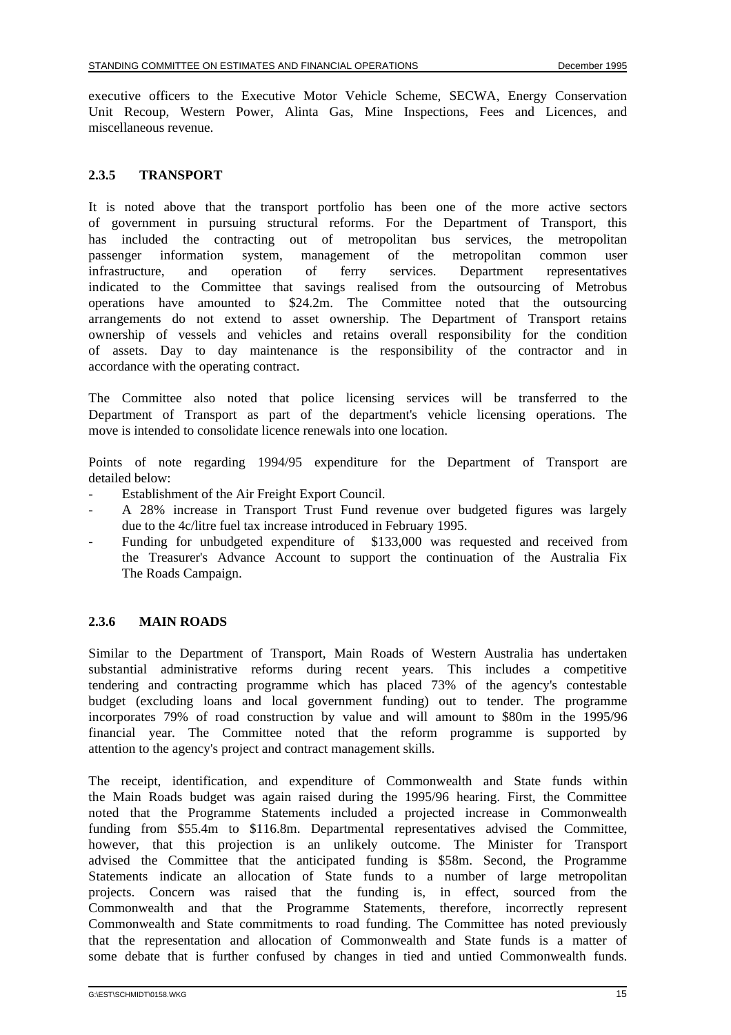executive officers to the Executive Motor Vehicle Scheme, SECWA, Energy Conservation Unit Recoup, Western Power, Alinta Gas, Mine Inspections, Fees and Licences, and miscellaneous revenue.

### 2.3.5 TRANSPORT

It is noted above that the transport portfolio has been one of the more active sectors of government in pursuing structural reforms. For the Department of Transport, this has included the contracting out of metropolitan bus services, the metropolitan passenger information system, management of the metropolitan common user infrastructure, and operation of ferry services. Department representatives indicated to the Committee that savings realised from the outsourcing of Metrobus operations have amounted to $24.2m. The Committee noted that the outsourcing arrangements do not extend to asset ownership. The Department of Transport retains ownership of vessels and vehicles and retains overall responsibility for the condition of assets. Day to day maintenance is the responsibility of the contractor and in accordance with the operating contract.

The Committee also noted that police licensing services will be transferred to the Department of Transport as part of the department's vehicle licensing operations. The move is intended to consolidate licence renewals into one location.

Points of note regarding 1994/95 expenditure for the Department of Transport are detailed below:

- Establishment of the Air Freight Export Council.
- A 28% increase in Transport Trust Fund revenue over budgeted figures was largely due to the 4c/litre fuel tax increase introduced in February 1995.
- Funding for unbudgeted expenditure of $133,000 was requested and received from the Treasurer's Advance Account to support the continuation of the Australia Fix The Roads Campaign.

### 2.3.6 MAIN ROADS

Similar to the Department of Transport, Main Roads of Western Australia has undertaken substantial administrative reforms during recent years. This includes a competitive tendering and contracting programme which has placed 73% of the agency's contestable budget (excluding loans and local government funding) out to tender. The programme incorporates 79% of road construction by value and will amount to $80m in the 1995/96 financial year. The Committee noted that the reform programme is supported by attention to the agency's project and contract management skills.

The receipt, identification, and expenditure of Commonwealth and State funds within the Main Roads budget was again raised during the 1995/96 hearing. First, the Committee noted that the Programme Statements included a projected increase in Commonwealth funding from $55.4m to $116.8m. Departmental representatives advised the Committee, however, that this projection is an unlikely outcome. The Minister for Transport advised the Committee that the anticipated funding is $58m. Second, the Programme Statements indicate an allocation of State funds to a number of large metropolitan projects. Concern was raised that the funding is, in effect, sourced from the Commonwealth and that the Programme Statements, therefore, incorrectly represent Commonwealth and State commitments to road funding. The Committee has noted previously that the representation and allocation of Commonwealth and State funds is a matter of some debate that is further confused by changes in tied and untied Commonwealth funds.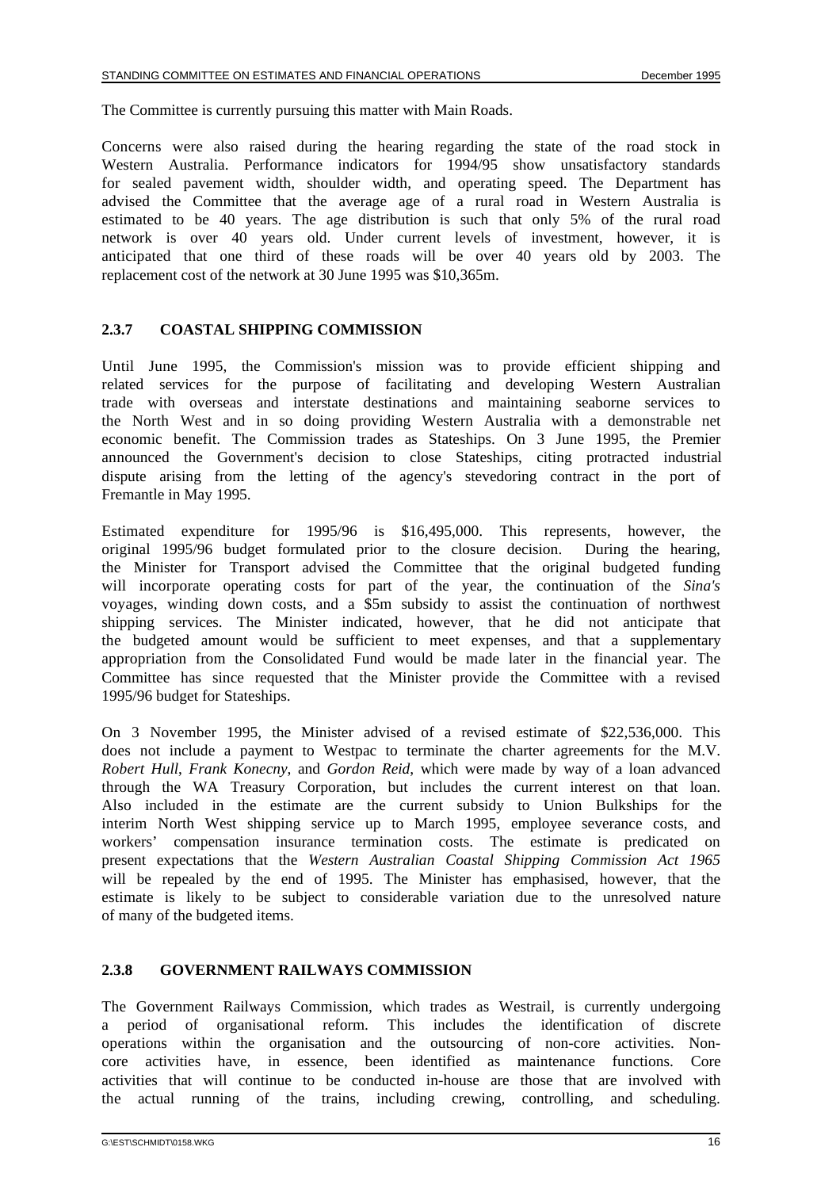The Committee is currently pursuing this matter with Main Roads.

Concerns were also raised during the hearing regarding the state of the road stock in Western Australia. Performance indicators for 1994/95 show unsatisfactory standards for sealed pavement width, shoulder width, and operating speed. The Department has advised the Committee that the average age of a rural road in Western Australia is estimated to be 40 years. The age distribution is such that only 5% of the rural road network is over 40 years old. Under current levels of investment, however, it is anticipated that one third of these roads will be over 40 years old by 2003. The replacement cost of the network at 30 June 1995 was $10,365m.

### 2.3.7 COASTAL SHIPPING COMMISSION

Until June 1995, the Commission's mission was to provide efficient shipping and related services for the purpose of facilitating and developing Western Australian trade with overseas and interstate destinations and maintaining seaborne services to the North West and in so doing providing Western Australia with a demonstrable net economic benefit. The Commission trades as Stateships. On 3 June 1995, the Premier announced the Government's decision to close Stateships, citing protracted industrial dispute arising from the letting of the agency's stevedoring contract in the port of Fremantle in May 1995.

Estimated expenditure for 1995/96 is $16,495,000. This represents, however, the original 1995/96 budget formulated prior to the closure decision. During the hearing, the Minister for Transport advised the Committee that the original budgeted funding will incorporate operating costs for part of the year, the continuation of the *Sina's* voyages, winding down costs, and a $5m subsidy to assist the continuation of northwest shipping services. The Minister indicated, however, that he did not anticipate that the budgeted amount would be sufficient to meet expenses, and that a supplementary appropriation from the Consolidated Fund would be made later in the financial year. The Committee has since requested that the Minister provide the Committee with a revised 1995/96 budget for Stateships.

On 3 November 1995, the Minister advised of a revised estimate of $22,536,000. This does not include a payment to Westpac to terminate the charter agreements for the M.V. *Robert Hull*, *Frank Konecny*, and *Gordon Reid*, which were made by way of a loan advanced through the WA Treasury Corporation, but includes the current interest on that loan. Also included in the estimate are the current subsidy to Union Bulkships for the interim North West shipping service up to March 1995, employee severance costs, and workers' compensation insurance termination costs. The estimate is predicated on present expectations that the *Western Australian Coastal Shipping Commission Act 1965* will be repealed by the end of 1995. The Minister has emphasised, however, that the estimate is likely to be subject to considerable variation due to the unresolved nature of many of the budgeted items.

### 2.3.8 GOVERNMENT RAILWAYS COMMISSION

The Government Railways Commission, which trades as Westrail, is currently undergoing a period of organisational reform. This includes the identification of discrete operations within the organisation and the outsourcing of non-core activities. Non-core activities have, in essence, been identified as maintenance functions. Core activities that will continue to be conducted in-house are those that are involved with the actual running of the trains, including crewing, controlling, and scheduling.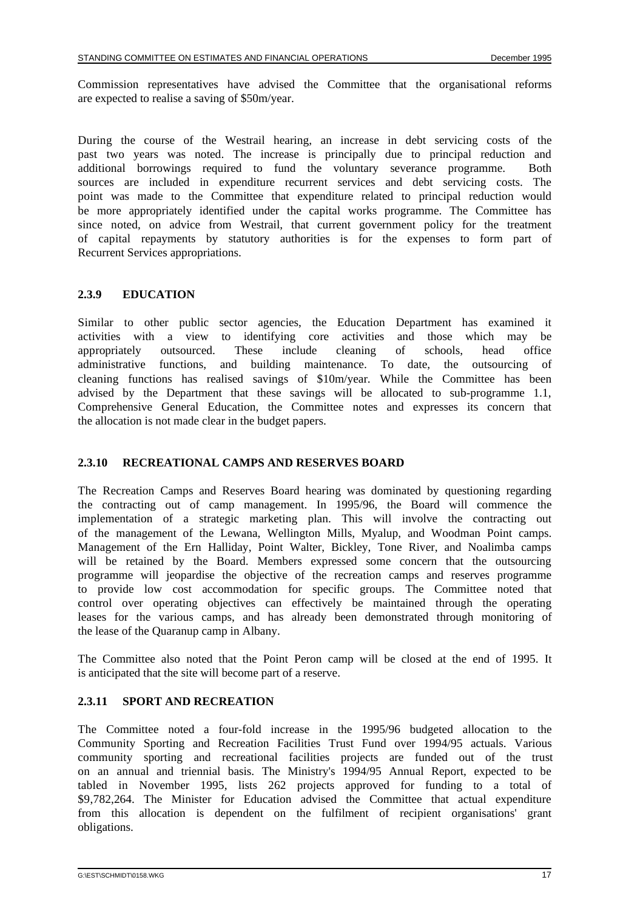Commission representatives have advised the Committee that the organisational reforms are expected to realise a saving of $50m/year.

During the course of the Westrail hearing, an increase in debt servicing costs of the past two years was noted. The increase is principally due to principal reduction and additional borrowings required to fund the voluntary severance programme. Both sources are included in expenditure recurrent services and debt servicing costs. The point was made to the Committee that expenditure related to principal reduction would be more appropriately identified under the capital works programme. The Committee has since noted, on advice from Westrail, that current government policy for the treatment of capital repayments by statutory authorities is for the expenses to form part of Recurrent Services appropriations.

### 2.3.9 EDUCATION

Similar to other public sector agencies, the Education Department has examined it activities with a view to identifying core activities and those which may be appropriately outsourced. These include cleaning of schools, head office administrative functions, and building maintenance. To date, the outsourcing of cleaning functions has realised savings of $10m/year. While the Committee has been advised by the Department that these savings will be allocated to sub-programme 1.1, Comprehensive General Education, the Committee notes and expresses its concern that the allocation is not made clear in the budget papers.

### 2.3.10 RECREATIONAL CAMPS AND RESERVES BOARD

The Recreation Camps and Reserves Board hearing was dominated by questioning regarding the contracting out of camp management. In 1995/96, the Board will commence the implementation of a strategic marketing plan. This will involve the contracting out of the management of the Lewana, Wellington Mills, Myalup, and Woodman Point camps. Management of the Ern Halliday, Point Walter, Bickley, Tone River, and Noalimba camps will be retained by the Board. Members expressed some concern that the outsourcing programme will jeopardise the objective of the recreation camps and reserves programme to provide low cost accommodation for specific groups. The Committee noted that control over operating objectives can effectively be maintained through the operating leases for the various camps, and has already been demonstrated through monitoring of the lease of the Quaranup camp in Albany.

The Committee also noted that the Point Peron camp will be closed at the end of 1995. It is anticipated that the site will become part of a reserve.

### 2.3.11 SPORT AND RECREATION

The Committee noted a four-fold increase in the 1995/96 budgeted allocation to the Community Sporting and Recreation Facilities Trust Fund over 1994/95 actuals. Various community sporting and recreational facilities projects are funded out of the trust on an annual and triennial basis. The Ministry's 1994/95 Annual Report, expected to be tabled in November 1995, lists 262 projects approved for funding to a total of $9,782,264. The Minister for Education advised the Committee that actual expenditure from this allocation is dependent on the fulfilment of recipient organisations' grant obligations.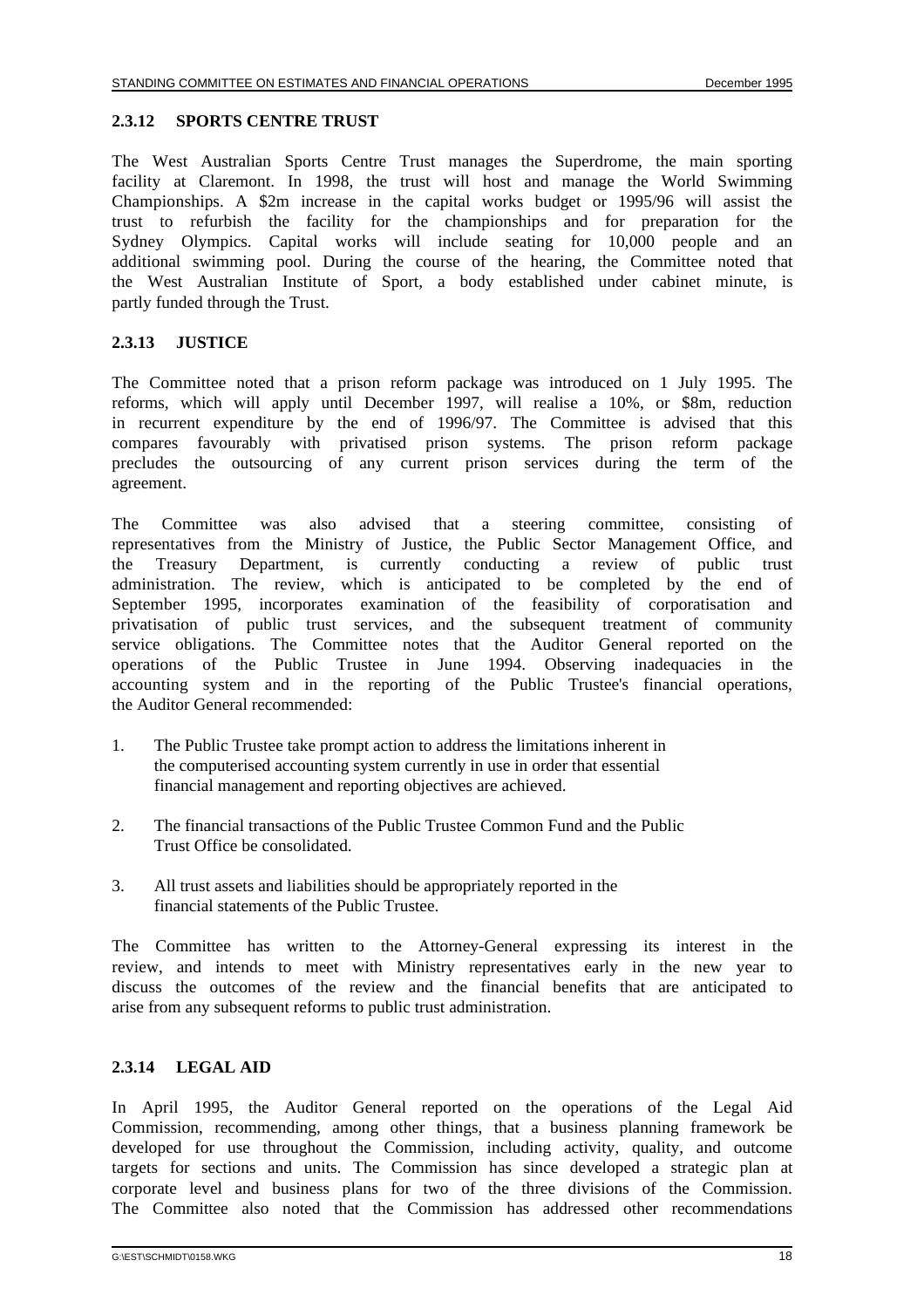### 2.3.12 SPORTS CENTRE TRUST

The West Australian Sports Centre Trust manages the Superdrome, the main sporting facility at Claremont. In 1998, the trust will host and manage the World Swimming Championships. A $2m increase in the capital works budget or 1995/96 will assist the trust to refurbish the facility for the championships and for preparation for the Sydney Olympics. Capital works will include seating for 10,000 people and an additional swimming pool. During the course of the hearing, the Committee noted that the West Australian Institute of Sport, a body established under cabinet minute, is partly funded through the Trust.

### 2.3.13 JUSTICE

The Committee noted that a prison reform package was introduced on 1 July 1995. The reforms, which will apply until December 1997, will realise a 10%, or $8m, reduction in recurrent expenditure by the end of 1996/97. The Committee is advised that this compares favourably with privatised prison systems. The prison reform package precludes the outsourcing of any current prison services during the term of the agreement.

The Committee was also advised that a steering committee, consisting of representatives from the Ministry of Justice, the Public Sector Management Office, and the Treasury Department, is currently conducting a review of public trust administration. The review, which is anticipated to be completed by the end of September 1995, incorporates examination of the feasibility of corporatisation and privatisation of public trust services, and the subsequent treatment of community service obligations. The Committee notes that the Auditor General reported on the operations of the Public Trustee in June 1994. Observing inadequacies in the accounting system and in the reporting of the Public Trustee's financial operations, the Auditor General recommended:

1. The Public Trustee take prompt action to address the limitations inherent in the computerised accounting system currently in use in order that essential financial management and reporting objectives are achieved.

2. The financial transactions of the Public Trustee Common Fund and the Public Trust Office be consolidated.

3. All trust assets and liabilities should be appropriately reported in the financial statements of the Public Trustee.

The Committee has written to the Attorney-General expressing its interest in the review, and intends to meet with Ministry representatives early in the new year to discuss the outcomes of the review and the financial benefits that are anticipated to arise from any subsequent reforms to public trust administration.

### 2.3.14 LEGAL AID

In April 1995, the Auditor General reported on the operations of the Legal Aid Commission, recommending, among other things, that a business planning framework be developed for use throughout the Commission, including activity, quality, and outcome targets for sections and units. The Commission has since developed a strategic plan at corporate level and business plans for two of the three divisions of the Commission. The Committee also noted that the Commission has addressed other recommendations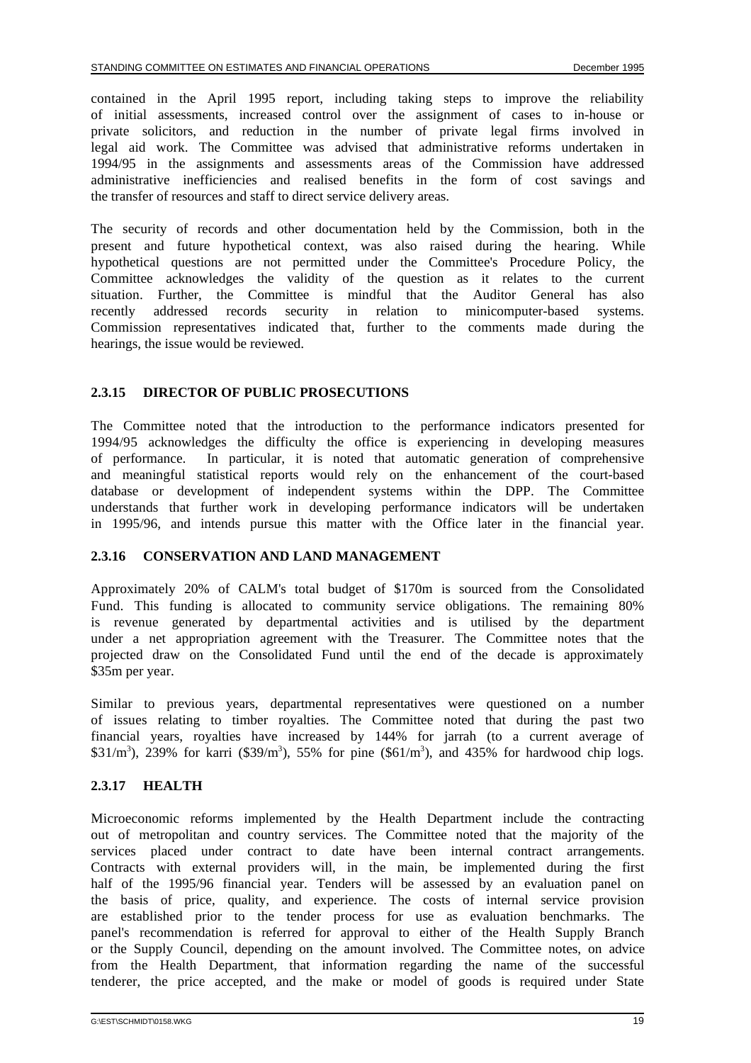contained in the April 1995 report, including taking steps to improve the reliability of initial assessments, increased control over the assignment of cases to in-house or private solicitors, and reduction in the number of private legal firms involved in legal aid work. The Committee was advised that administrative reforms undertaken in 1994/95 in the assignments and assessments areas of the Commission have addressed administrative inefficiencies and realised benefits in the form of cost savings and the transfer of resources and staff to direct service delivery areas.

The security of records and other documentation held by the Commission, both in the present and future hypothetical context, was also raised during the hearing. While hypothetical questions are not permitted under the Committee's Procedure Policy, the Committee acknowledges the validity of the question as it relates to the current situation. Further, the Committee is mindful that the Auditor General has also recently addressed records security in relation to minicomputer-based systems. Commission representatives indicated that, further to the comments made during the hearings, the issue would be reviewed.

### 2.3.15 DIRECTOR OF PUBLIC PROSECUTIONS

The Committee noted that the introduction to the performance indicators presented for 1994/95 acknowledges the difficulty the office is experiencing in developing measures of performance. In particular, it is noted that automatic generation of comprehensive and meaningful statistical reports would rely on the enhancement of the court-based database or development of independent systems within the DPP. The Committee understands that further work in developing performance indicators will be undertaken in 1995/96, and intends pursue this matter with the Office later in the financial year.

### 2.3.16 CONSERVATION AND LAND MANAGEMENT

Approximately 20% of CALM's total budget of \$170m is sourced from the Consolidated Fund. This funding is allocated to community service obligations. The remaining 80% is revenue generated by departmental activities and is utilised by the department under a net appropriation agreement with the Treasurer. The Committee notes that the projected draw on the Consolidated Fund until the end of the decade is approximately \$35m per year.

Similar to previous years, departmental representatives were questioned on a number of issues relating to timber royalties. The Committee noted that during the past two financial years, royalties have increased by 144% for jarrah (to a current average of \$31/m$^3$), 239% for karri (\$39/m$^3$), 55% for pine (\$61/m$^3$), and 435% for hardwood chip logs.

### 2.3.17 HEALTH

Microeconomic reforms implemented by the Health Department include the contracting out of metropolitan and country services. The Committee noted that the majority of the services placed under contract to date have been internal contract arrangements. Contracts with external providers will, in the main, be implemented during the first half of the 1995/96 financial year. Tenders will be assessed by an evaluation panel on the basis of price, quality, and experience. The costs of internal service provision are established prior to the tender process for use as evaluation benchmarks. The panel's recommendation is referred for approval to either of the Health Supply Branch or the Supply Council, depending on the amount involved. The Committee notes, on advice from the Health Department, that information regarding the name of the successful tenderer, the price accepted, and the make or model of goods is required under State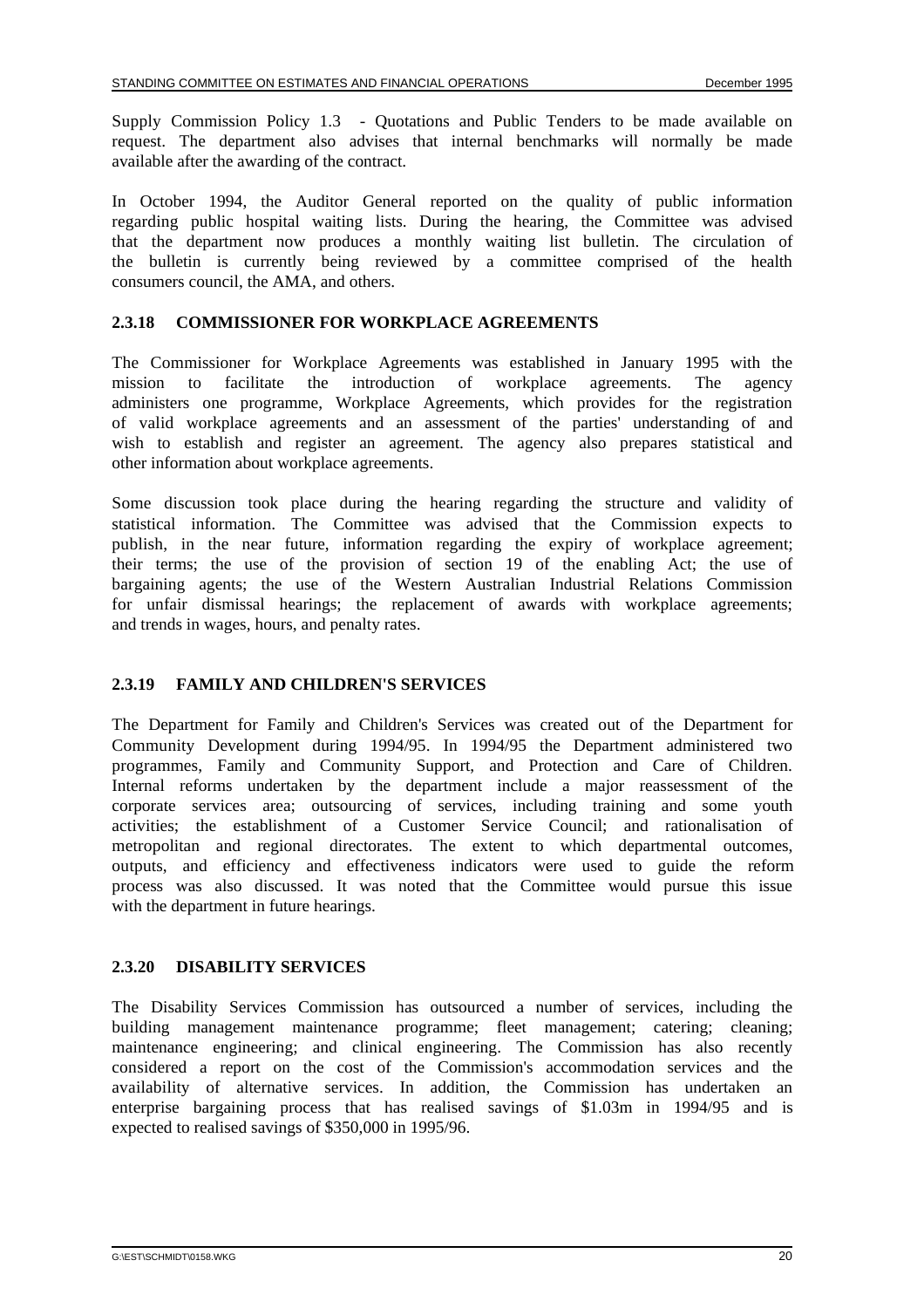Supply Commission Policy 1.3 - Quotations and Public Tenders to be made available on request. The department also advises that internal benchmarks will normally be made available after the awarding of the contract.

In October 1994, the Auditor General reported on the quality of public information regarding public hospital waiting lists. During the hearing, the Committee was advised that the department now produces a monthly waiting list bulletin. The circulation of the bulletin is currently being reviewed by a committee comprised of the health consumers council, the AMA, and others.

### 2.3.18 COMMISSIONER FOR WORKPLACE AGREEMENTS

The Commissioner for Workplace Agreements was established in January 1995 with the mission to facilitate the introduction of workplace agreements. The agency administers one programme, Workplace Agreements, which provides for the registration of valid workplace agreements and an assessment of the parties' understanding of and wish to establish and register an agreement. The agency also prepares statistical and other information about workplace agreements.

Some discussion took place during the hearing regarding the structure and validity of statistical information. The Committee was advised that the Commission expects to publish, in the near future, information regarding the expiry of workplace agreement; their terms; the use of the provision of section 19 of the enabling Act; the use of bargaining agents; the use of the Western Australian Industrial Relations Commission for unfair dismissal hearings; the replacement of awards with workplace agreements; and trends in wages, hours, and penalty rates.

### 2.3.19 FAMILY AND CHILDREN'S SERVICES

The Department for Family and Children's Services was created out of the Department for Community Development during 1994/95. In 1994/95 the Department administered two programmes, Family and Community Support, and Protection and Care of Children. Internal reforms undertaken by the department include a major reassessment of the corporate services area; outsourcing of services, including training and some youth activities; the establishment of a Customer Service Council; and rationalisation of metropolitan and regional directorates. The extent to which departmental outcomes, outputs, and efficiency and effectiveness indicators were used to guide the reform process was also discussed. It was noted that the Committee would pursue this issue with the department in future hearings.

### 2.3.20 DISABILITY SERVICES

The Disability Services Commission has outsourced a number of services, including the building management maintenance programme; fleet management; catering; cleaning; maintenance engineering; and clinical engineering. The Commission has also recently considered a report on the cost of the Commission's accommodation services and the availability of alternative services. In addition, the Commission has undertaken an enterprise bargaining process that has realised savings of $1.03m in 1994/95 and is expected to realised savings of $350,000 in 1995/96.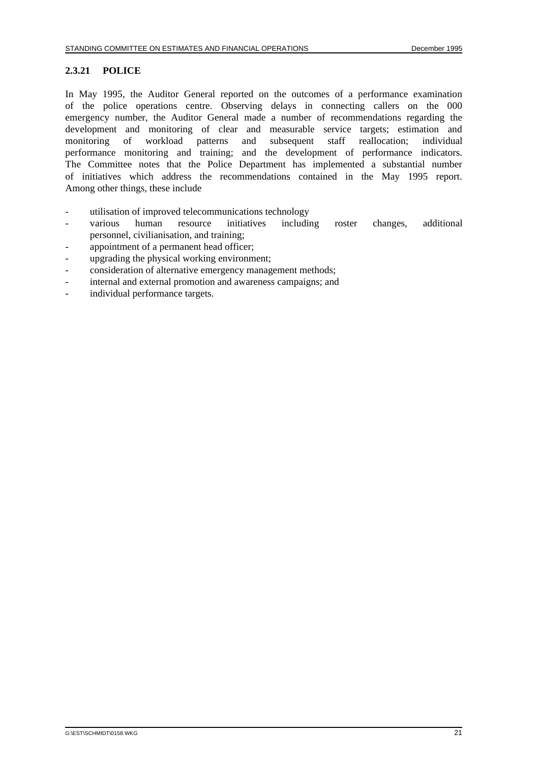### 2.3.21 POLICE

In May 1995, the Auditor General reported on the outcomes of a performance examination of the police operations centre. Observing delays in connecting callers on the 000 emergency number, the Auditor General made a number of recommendations regarding the development and monitoring of clear and measurable service targets; estimation and monitoring of workload patterns and subsequent staff reallocation; individual performance monitoring and training; and the development of performance indicators. The Committee notes that the Police Department has implemented a substantial number of initiatives which address the recommendations contained in the May 1995 report. Among other things, these include

- utilisation of improved telecommunications technology
- various human resource initiatives including roster changes, additional personnel, civilianisation, and training;
- appointment of a permanent head officer;
- upgrading the physical working environment;
- consideration of alternative emergency management methods;
- internal and external promotion and awareness campaigns; and
- individual performance targets.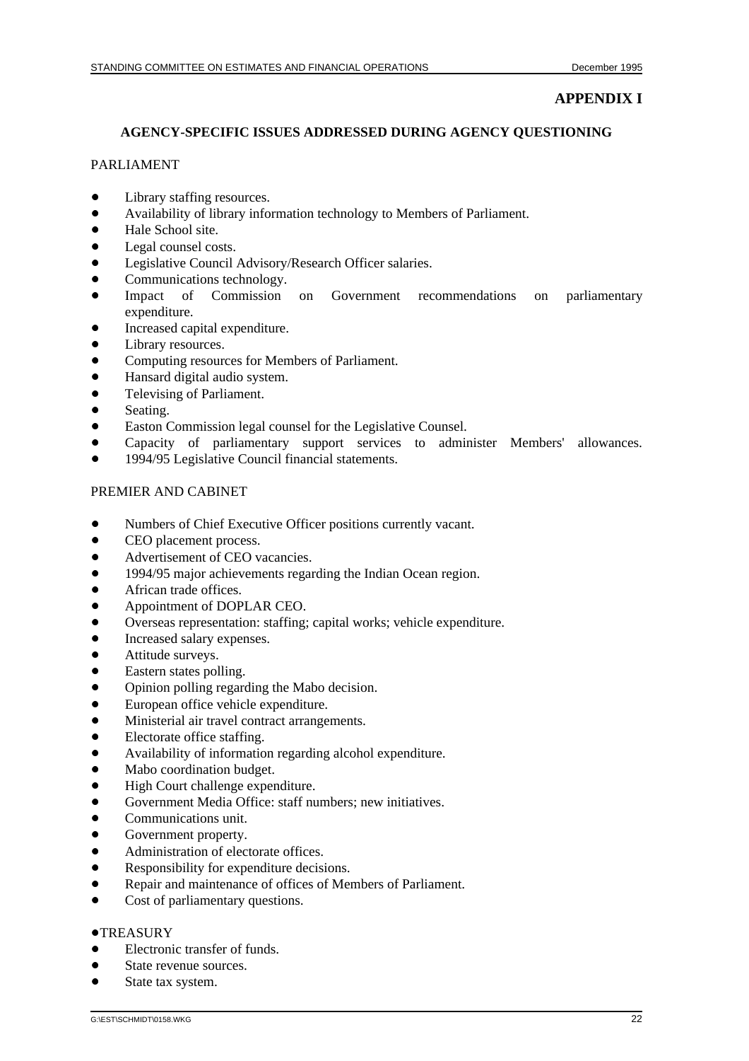# APPENDIX I

## AGENCY-SPECIFIC ISSUES ADDRESSED DURING AGENCY QUESTIONING

PARLIAMENT

- Library staffing resources.
- Availability of library information technology to Members of Parliament.
- Hale School site.
- Legal counsel costs.
- Legislative Council Advisory/Research Officer salaries.
- Communications technology.
- Impact of Commission on Government recommendations on parliamentary expenditure.
- Increased capital expenditure.
- Library resources.
- Computing resources for Members of Parliament.
- Hansard digital audio system.
- Televising of Parliament.
- Seating.
- Easton Commission legal counsel for the Legislative Counsel.
- Capacity of parliamentary support services to administer Members' allowances.
- 1994/95 Legislative Council financial statements.

PREMIER AND CABINET

- Numbers of Chief Executive Officer positions currently vacant.
- CEO placement process.
- Advertisement of CEO vacancies.
- 1994/95 major achievements regarding the Indian Ocean region.
- African trade offices.
- Appointment of DOPLAR CEO.
- Overseas representation: staffing; capital works; vehicle expenditure.
- Increased salary expenses.
- Attitude surveys.
- Eastern states polling.
- Opinion polling regarding the Mabo decision.
- European office vehicle expenditure.
- Ministerial air travel contract arrangements.
- Electorate office staffing.
- Availability of information regarding alcohol expenditure.
- Mabo coordination budget.
- High Court challenge expenditure.
- Government Media Office: staff numbers; new initiatives.
- Communications unit.
- Government property.
- Administration of electorate offices.
- Responsibility for expenditure decisions.
- Repair and maintenance of offices of Members of Parliament.
- Cost of parliamentary questions.

TREASURY

- Electronic transfer of funds.
- State revenue sources.
- State tax system.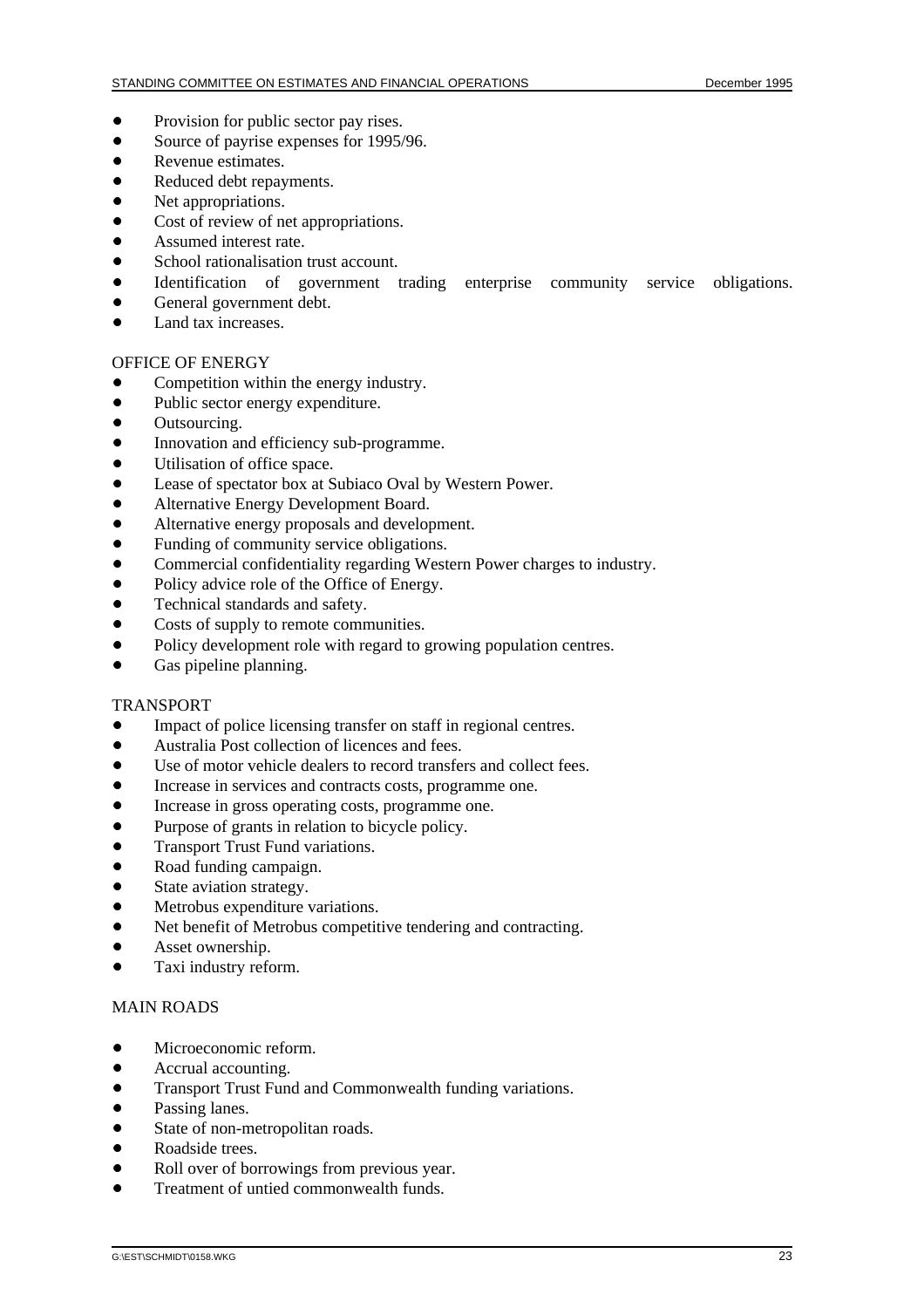- Provision for public sector pay rises.
- Source of payrise expenses for 1995/96.
- Revenue estimates.
- Reduced debt repayments.
- Net appropriations.
- Cost of review of net appropriations.
- Assumed interest rate.
- School rationalisation trust account.
- Identification of government trading enterprise community service obligations.
- General government debt.
- Land tax increases.

OFFICE OF ENERGY

- Competition within the energy industry.
- Public sector energy expenditure.
- Outsourcing.
- Innovation and efficiency sub-programme.
- Utilisation of office space.
- Lease of spectator box at Subiaco Oval by Western Power.
- Alternative Energy Development Board.
- Alternative energy proposals and development.
- Funding of community service obligations.
- Commercial confidentiality regarding Western Power charges to industry.
- Policy advice role of the Office of Energy.
- Technical standards and safety.
- Costs of supply to remote communities.
- Policy development role with regard to growing population centres.
- Gas pipeline planning.

TRANSPORT

- Impact of police licensing transfer on staff in regional centres.
- Australia Post collection of licences and fees.
- Use of motor vehicle dealers to record transfers and collect fees.
- Increase in services and contracts costs, programme one.
- Increase in gross operating costs, programme one.
- Purpose of grants in relation to bicycle policy.
- Transport Trust Fund variations.
- Road funding campaign.
- State aviation strategy.
- Metrobus expenditure variations.
- Net benefit of Metrobus competitive tendering and contracting.
- Asset ownership.
- Taxi industry reform.

MAIN ROADS

- Microeconomic reform.
- Accrual accounting.
- Transport Trust Fund and Commonwealth funding variations.
- Passing lanes.
- State of non-metropolitan roads.
- Roadside trees.
- Roll over of borrowings from previous year.
- Treatment of untied commonwealth funds.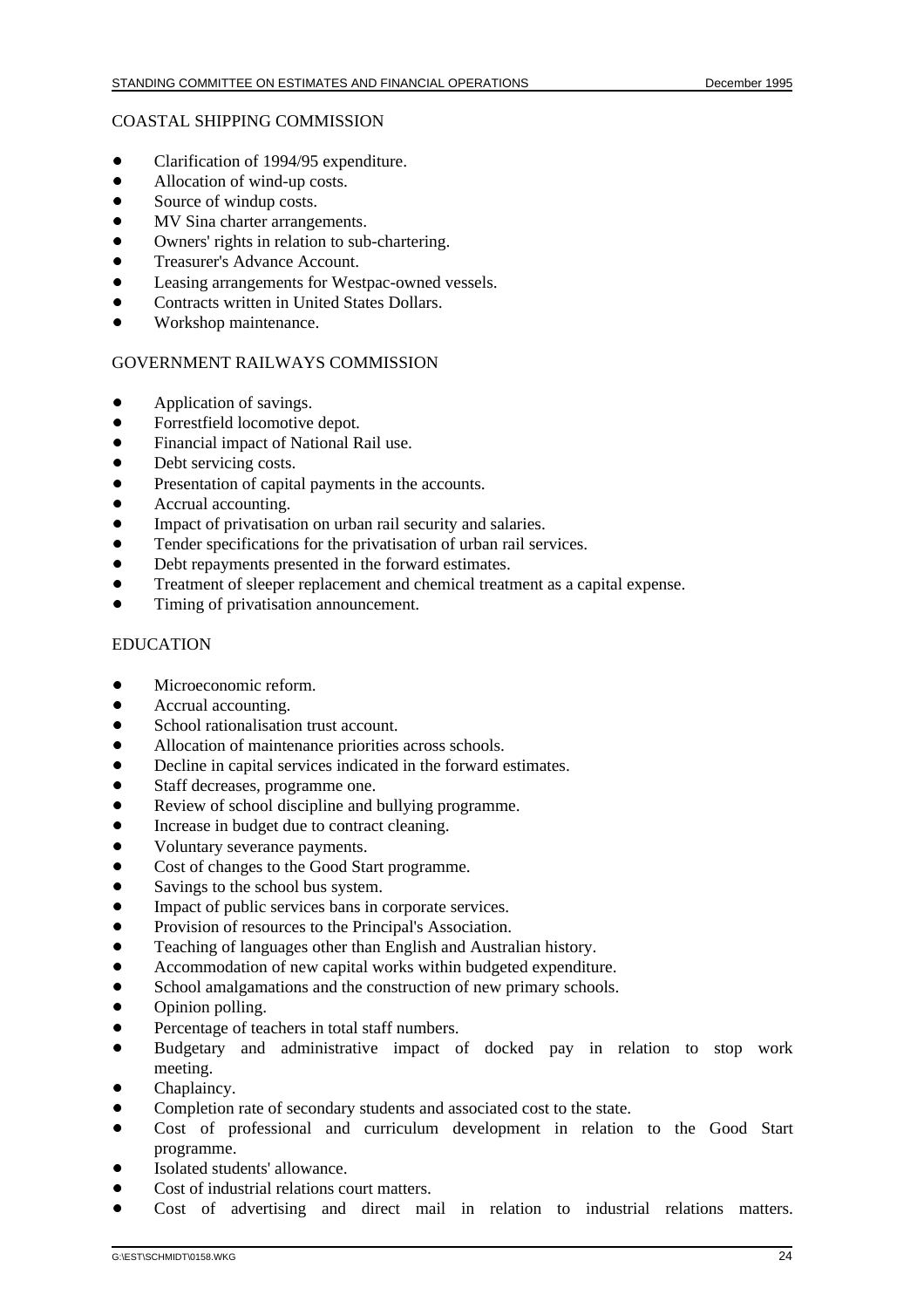COASTAL SHIPPING COMMISSION

- Clarification of 1994/95 expenditure.
- Allocation of wind-up costs.
- Source of windup costs.
- MV Sina charter arrangements.
- Owners' rights in relation to sub-chartering.
- Treasurer's Advance Account.
- Leasing arrangements for Westpac-owned vessels.
- Contracts written in United States Dollars.
- Workshop maintenance.

GOVERNMENT RAILWAYS COMMISSION

- Application of savings.
- Forrestfield locomotive depot.
- Financial impact of National Rail use.
- Debt servicing costs.
- Presentation of capital payments in the accounts.
- Accrual accounting.
- Impact of privatisation on urban rail security and salaries.
- Tender specifications for the privatisation of urban rail services.
- Debt repayments presented in the forward estimates.
- Treatment of sleeper replacement and chemical treatment as a capital expense.
- Timing of privatisation announcement.

EDUCATION

- Microeconomic reform.
- Accrual accounting.
- School rationalisation trust account.
- Allocation of maintenance priorities across schools.
- Decline in capital services indicated in the forward estimates.
- Staff decreases, programme one.
- Review of school discipline and bullying programme.
- Increase in budget due to contract cleaning.
- Voluntary severance payments.
- Cost of changes to the Good Start programme.
- Savings to the school bus system.
- Impact of public services bans in corporate services.
- Provision of resources to the Principal's Association.
- Teaching of languages other than English and Australian history.
- Accommodation of new capital works within budgeted expenditure.
- School amalgamations and the construction of new primary schools.
- Opinion polling.
- Percentage of teachers in total staff numbers.
- Budgetary and administrative impact of docked pay in relation to stop work meeting.
- Chaplaincy.
- Completion rate of secondary students and associated cost to the state.
- Cost of professional and curriculum development in relation to the Good Start programme.
- Isolated students' allowance.
- Cost of industrial relations court matters.
- Cost of advertising and direct mail in relation to industrial relations matters.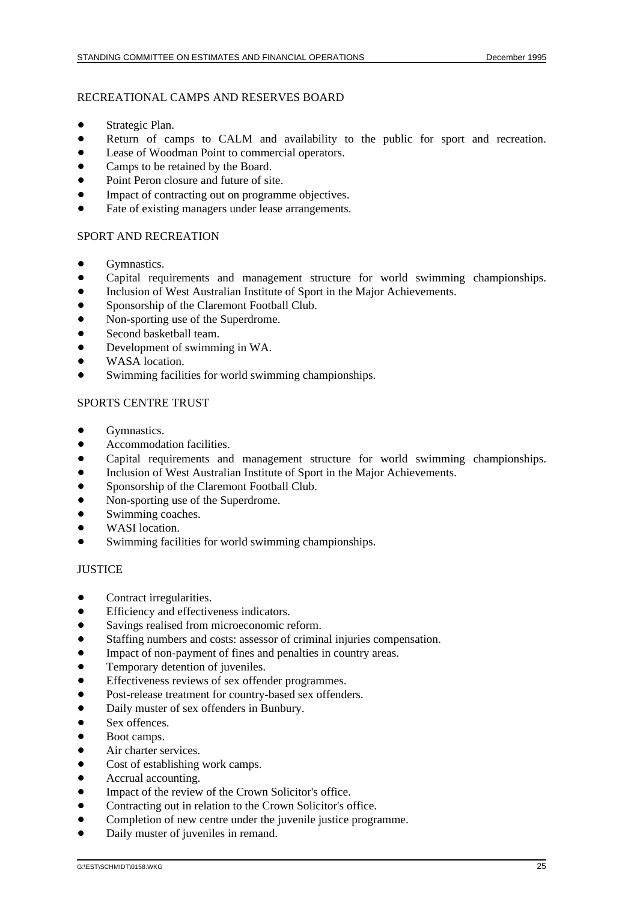RECREATIONAL CAMPS AND RESERVES BOARD

- Strategic Plan.
- Return of camps to CALM and availability to the public for sport and recreation.
- Lease of Woodman Point to commercial operators.
- Camps to be retained by the Board.
- Point Peron closure and future of site.
- Impact of contracting out on programme objectives.
- Fate of existing managers under lease arrangements.

SPORT AND RECREATION

- Gymnastics.
- Capital requirements and management structure for world swimming championships.
- Inclusion of West Australian Institute of Sport in the Major Achievements.
- Sponsorship of the Claremont Football Club.
- Non-sporting use of the Superdrome.
- Second basketball team.
- Development of swimming in WA.
- WASA location.
- Swimming facilities for world swimming championships.

SPORTS CENTRE TRUST

- Gymnastics.
- Accommodation facilities.
- Capital requirements and management structure for world swimming championships.
- Inclusion of West Australian Institute of Sport in the Major Achievements.
- Sponsorship of the Claremont Football Club.
- Non-sporting use of the Superdrome.
- Swimming coaches.
- WASI location.
- Swimming facilities for world swimming championships.

JUSTICE

- Contract irregularities.
- Efficiency and effectiveness indicators.
- Savings realised from microeconomic reform.
- Staffing numbers and costs: assessor of criminal injuries compensation.
- Impact of non-payment of fines and penalties in country areas.
- Temporary detention of juveniles.
- Effectiveness reviews of sex offender programmes.
- Post-release treatment for country-based sex offenders.
- Daily muster of sex offenders in Bunbury.
- Sex offences.
- Boot camps.
- Air charter services.
- Cost of establishing work camps.
- Accrual accounting.
- Impact of the review of the Crown Solicitor's office.
- Contracting out in relation to the Crown Solicitor's office.
- Completion of new centre under the juvenile justice programme.
- Daily muster of juveniles in remand.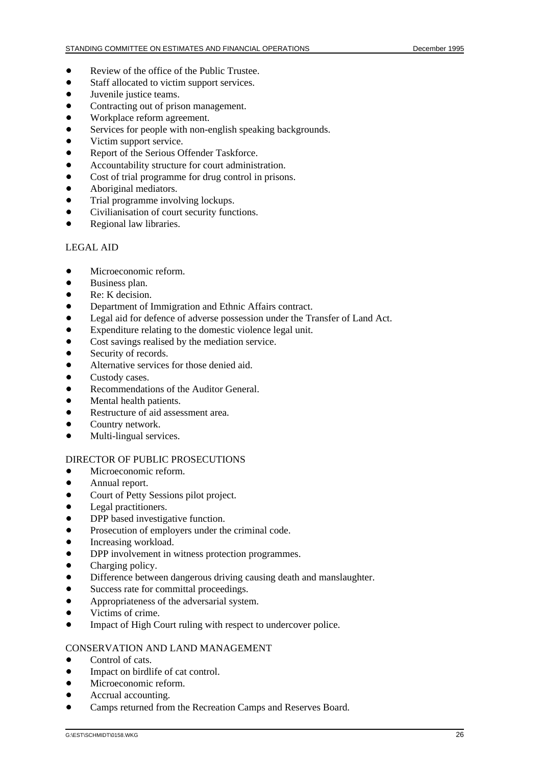- Review of the office of the Public Trustee.
- Staff allocated to victim support services.
- Juvenile justice teams.
- Contracting out of prison management.
- Workplace reform agreement.
- Services for people with non-english speaking backgrounds.
- Victim support service.
- Report of the Serious Offender Taskforce.
- Accountability structure for court administration.
- Cost of trial programme for drug control in prisons.
- Aboriginal mediators.
- Trial programme involving lockups.
- Civilianisation of court security functions.
- Regional law libraries.

LEGAL AID

- Microeconomic reform.
- Business plan.
- Re: K decision.
- Department of Immigration and Ethnic Affairs contract.
- Legal aid for defence of adverse possession under the Transfer of Land Act.
- Expenditure relating to the domestic violence legal unit.
- Cost savings realised by the mediation service.
- Security of records.
- Alternative services for those denied aid.
- Custody cases.
- Recommendations of the Auditor General.
- Mental health patients.
- Restructure of aid assessment area.
- Country network.
- Multi-lingual services.

DIRECTOR OF PUBLIC PROSECUTIONS

- Microeconomic reform.
- Annual report.
- Court of Petty Sessions pilot project.
- Legal practitioners.
- DPP based investigative function.
- Prosecution of employers under the criminal code.
- Increasing workload.
- DPP involvement in witness protection programmes.
- Charging policy.
- Difference between dangerous driving causing death and manslaughter.
- Success rate for committal proceedings.
- Appropriateness of the adversarial system.
- Victims of crime.
- Impact of High Court ruling with respect to undercover police.

CONSERVATION AND LAND MANAGEMENT

- Control of cats.
- Impact on birdlife of cat control.
- Microeconomic reform.
- Accrual accounting.
- Camps returned from the Recreation Camps and Reserves Board.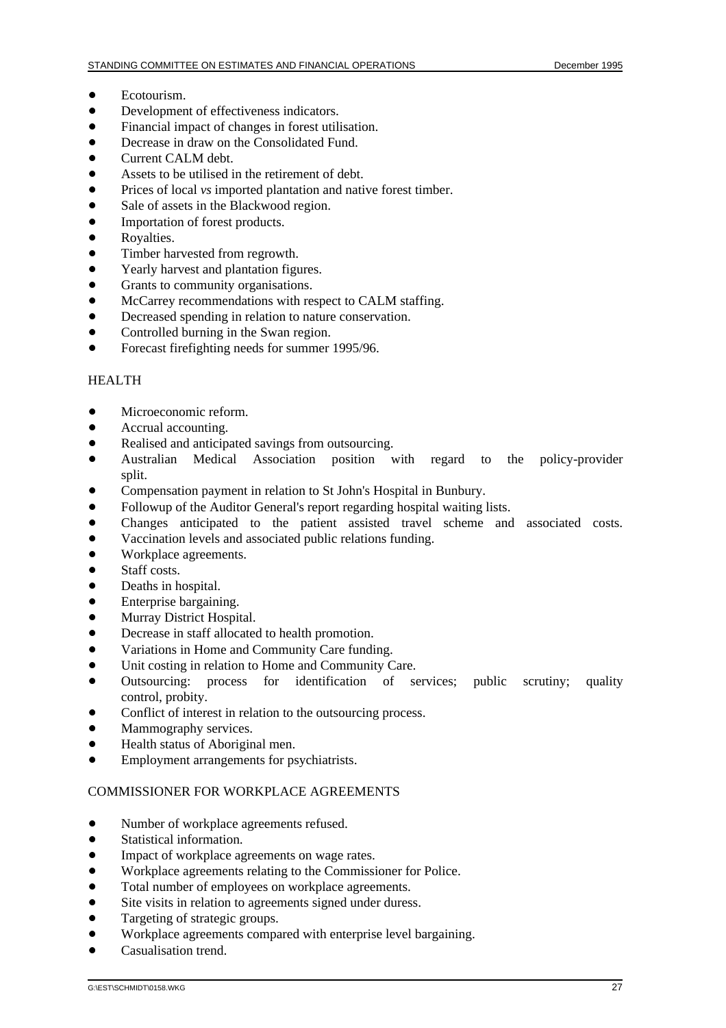- Ecotourism.
- Development of effectiveness indicators.
- Financial impact of changes in forest utilisation.
- Decrease in draw on the Consolidated Fund.
- Current CALM debt.
- Assets to be utilised in the retirement of debt.
- Prices of local *vs* imported plantation and native forest timber.
- Sale of assets in the Blackwood region.
- Importation of forest products.
- Royalties.
- Timber harvested from regrowth.
- Yearly harvest and plantation figures.
- Grants to community organisations.
- McCarrey recommendations with respect to CALM staffing.
- Decreased spending in relation to nature conservation.
- Controlled burning in the Swan region.
- Forecast firefighting needs for summer 1995/96.

HEALTH

- Microeconomic reform.
- Accrual accounting.
- Realised and anticipated savings from outsourcing.
- Australian Medical Association position with regard to the policy-provider split.
- Compensation payment in relation to St John's Hospital in Bunbury.
- Followup of the Auditor General's report regarding hospital waiting lists.
- Changes anticipated to the patient assisted travel scheme and associated costs.
- Vaccination levels and associated public relations funding.
- Workplace agreements.
- Staff costs.
- Deaths in hospital.
- Enterprise bargaining.
- Murray District Hospital.
- Decrease in staff allocated to health promotion.
- Variations in Home and Community Care funding.
- Unit costing in relation to Home and Community Care.
- Outsourcing: process for identification of services; public scrutiny; quality control, probity.
- Conflict of interest in relation to the outsourcing process.
- Mammography services.
- Health status of Aboriginal men.
- Employment arrangements for psychiatrists.

COMMISSIONER FOR WORKPLACE AGREEMENTS

- Number of workplace agreements refused.
- Statistical information.
- Impact of workplace agreements on wage rates.
- Workplace agreements relating to the Commissioner for Police.
- Total number of employees on workplace agreements.
- Site visits in relation to agreements signed under duress.
- Targeting of strategic groups.
- Workplace agreements compared with enterprise level bargaining.
- Casualisation trend.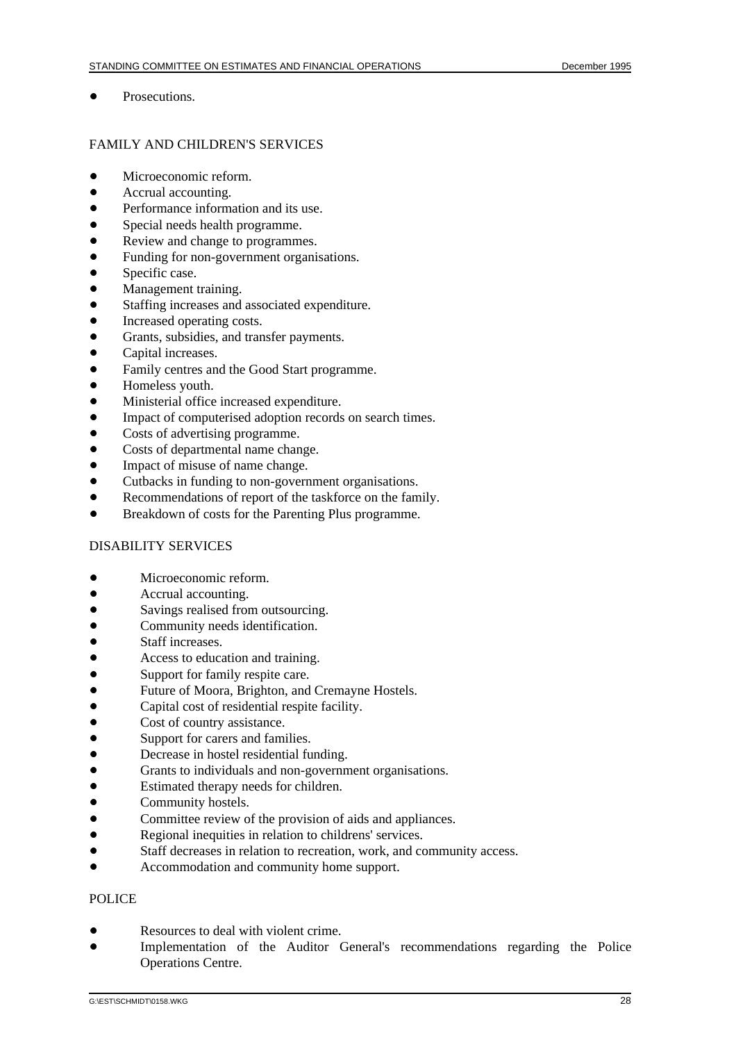- Prosecutions.

## FAMILY AND CHILDREN'S SERVICES

- Microeconomic reform.
- Accrual accounting.
- Performance information and its use.
- Special needs health programme.
- Review and change to programmes.
- Funding for non-government organisations.
- Specific case.
- Management training.
- Staffing increases and associated expenditure.
- Increased operating costs.
- Grants, subsidies, and transfer payments.
- Capital increases.
- Family centres and the Good Start programme.
- Homeless youth.
- Ministerial office increased expenditure.
- Impact of computerised adoption records on search times.
- Costs of advertising programme.
- Costs of departmental name change.
- Impact of misuse of name change.
- Cutbacks in funding to non-government organisations.
- Recommendations of report of the taskforce on the family.
- Breakdown of costs for the Parenting Plus programme.

## DISABILITY SERVICES

- Microeconomic reform.
- Accrual accounting.
- Savings realised from outsourcing.
- Community needs identification.
- Staff increases.
- Access to education and training.
- Support for family respite care.
- Future of Moora, Brighton, and Cremayne Hostels.
- Capital cost of residential respite facility.
- Cost of country assistance.
- Support for carers and families.
- Decrease in hostel residential funding.
- Grants to individuals and non-government organisations.
- Estimated therapy needs for children.
- Community hostels.
- Committee review of the provision of aids and appliances.
- Regional inequities in relation to childrens' services.
- Staff decreases in relation to recreation, work, and community access.
- Accommodation and community home support.

## POLICE

- Resources to deal with violent crime.
- Implementation of the Auditor General's recommendations regarding the Police Operations Centre.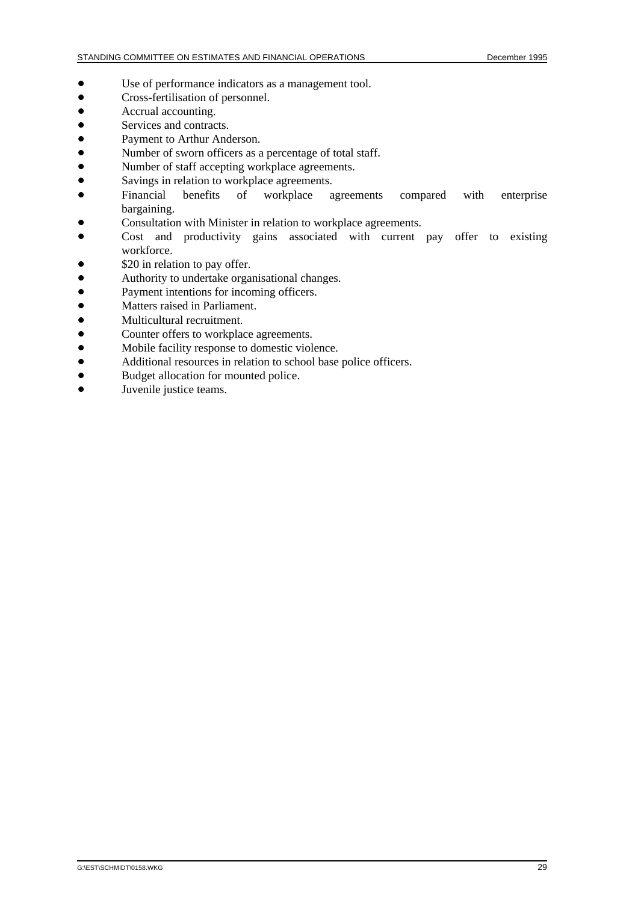- Use of performance indicators as a management tool.
- Cross-fertilisation of personnel.
- Accrual accounting.
- Services and contracts.
- Payment to Arthur Anderson.
- Number of sworn officers as a percentage of total staff.
- Number of staff accepting workplace agreements.
- Savings in relation to workplace agreements.
- Financial benefits of workplace agreements compared with enterprise bargaining.
- Consultation with Minister in relation to workplace agreements.
- Cost and productivity gains associated with current pay offer to existing workforce.
- $20 in relation to pay offer.
- Authority to undertake organisational changes.
- Payment intentions for incoming officers.
- Matters raised in Parliament.
- Multicultural recruitment.
- Counter offers to workplace agreements.
- Mobile facility response to domestic violence.
- Additional resources in relation to school base police officers.
- Budget allocation for mounted police.
- Juvenile justice teams.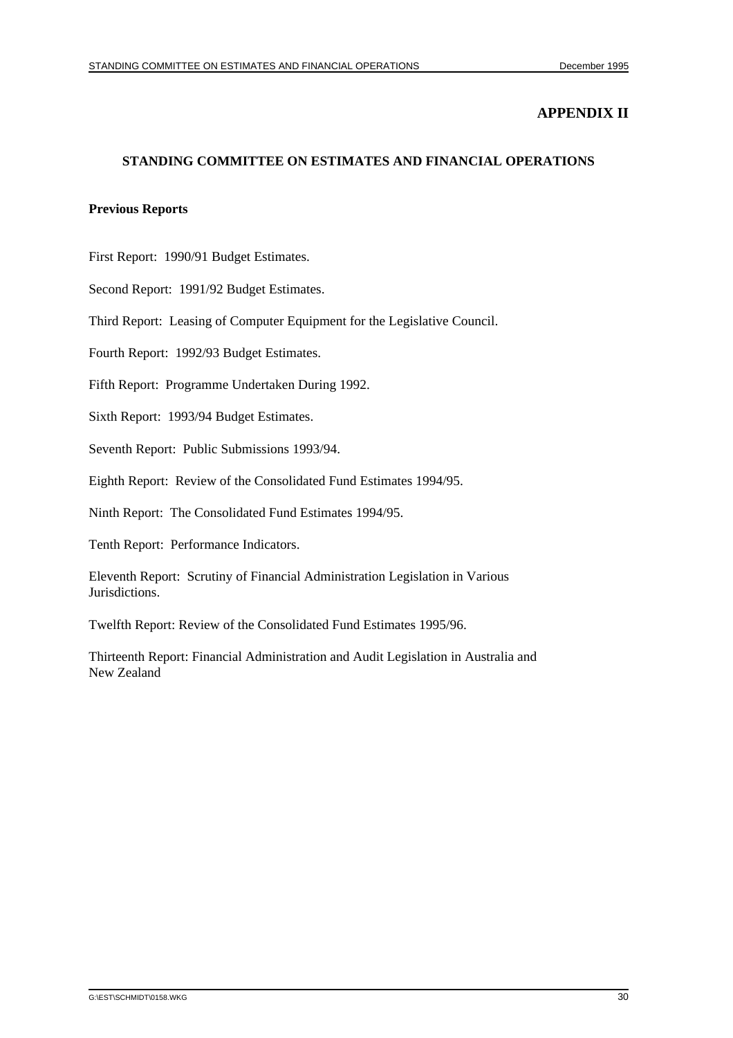# APPENDIX II

## STANDING COMMITTEE ON ESTIMATES AND FINANCIAL OPERATIONS

### Previous Reports

First Report: 1990/91 Budget Estimates.

Second Report: 1991/92 Budget Estimates.

Third Report: Leasing of Computer Equipment for the Legislative Council.

Fourth Report: 1992/93 Budget Estimates.

Fifth Report: Programme Undertaken During 1992.

Sixth Report: 1993/94 Budget Estimates.

Seventh Report: Public Submissions 1993/94.

Eighth Report: Review of the Consolidated Fund Estimates 1994/95.

Ninth Report: The Consolidated Fund Estimates 1994/95.

Tenth Report: Performance Indicators.

Eleventh Report: Scrutiny of Financial Administration Legislation in Various Jurisdictions.

Twelfth Report: Review of the Consolidated Fund Estimates 1995/96.

Thirteenth Report: Financial Administration and Audit Legislation in Australia and New Zealand